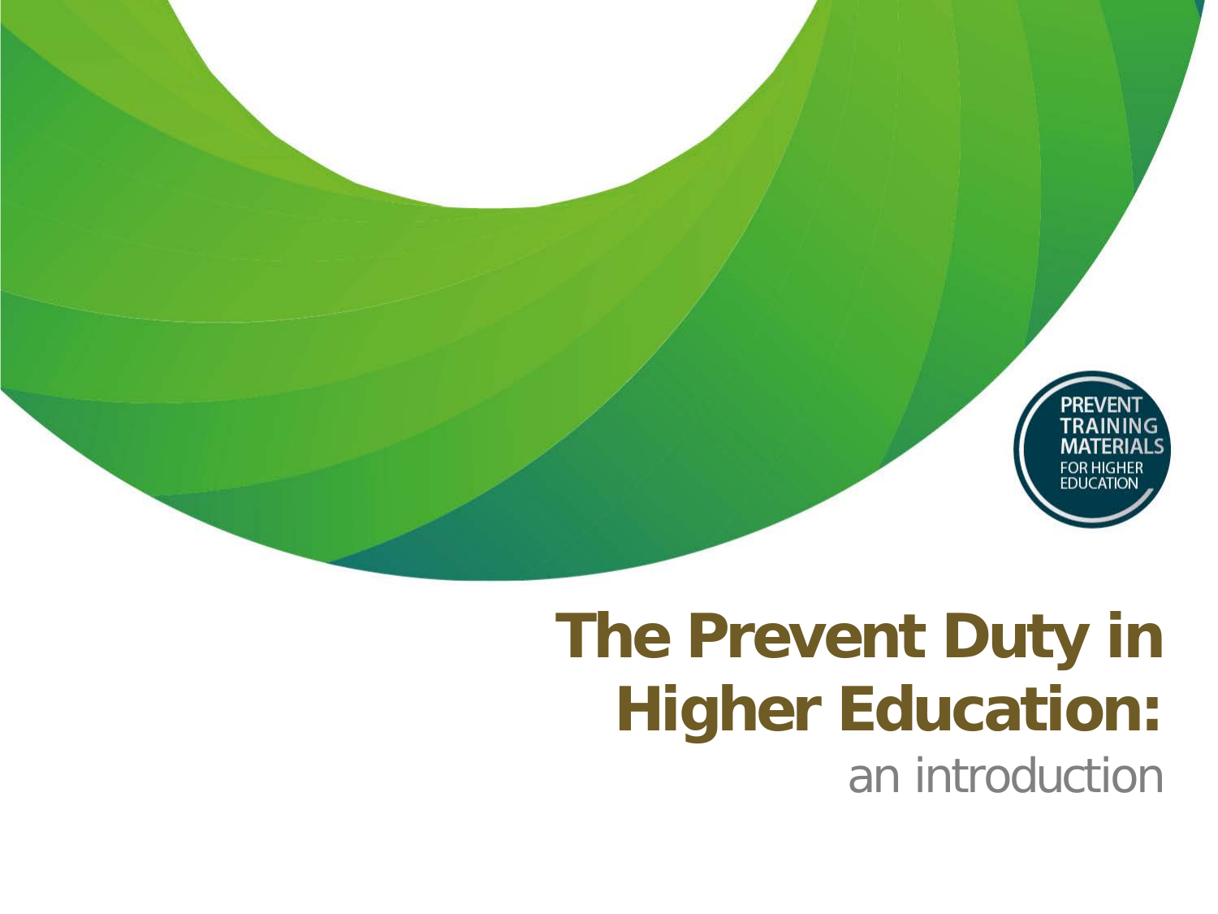PREVENT TRAINING MATERIALS FOR HIGHER EDUCATION

# The Prevent Duty in Higher Education:

an introduction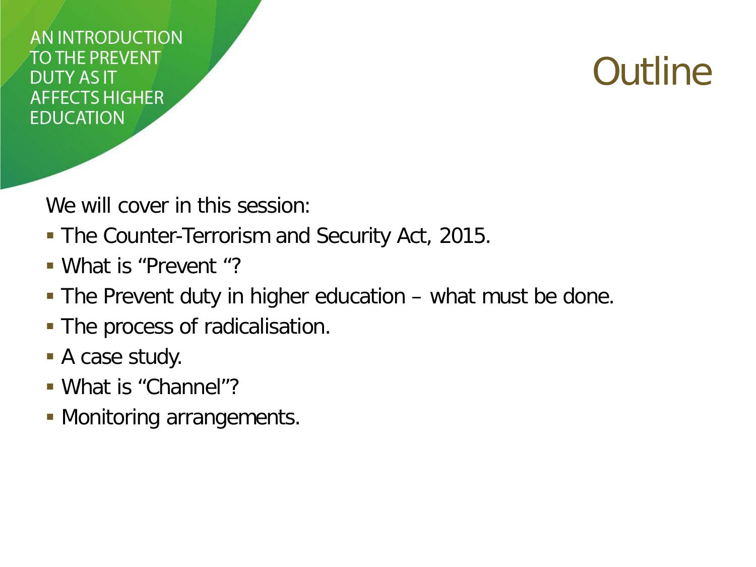# Outline

We will cover in this session:

- The Counter-Terrorism and Security Act, 2015.
- What is “Prevent “?
- The Prevent duty in higher education – what must be done.
- The process of radicalisation.
- A case study.
- What is “Channel”?
- Monitoring arrangements.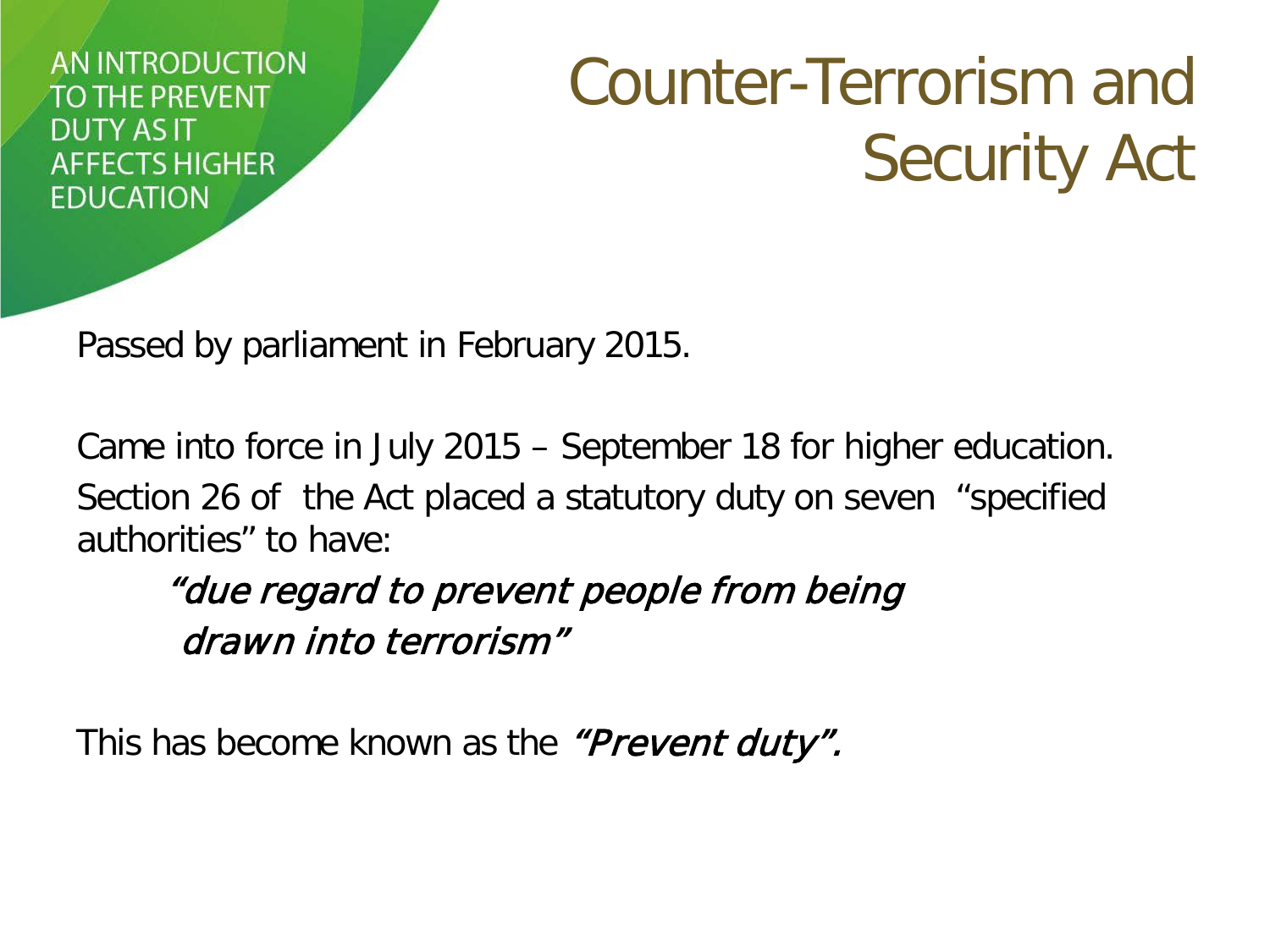# Counter-Terrorism and Security Act

Passed by parliament in February 2015.

Came into force in July 2015 – September 18 for higher education.

Section 26 of the Act placed a statutory duty on seven "specified authorities" to have:

> *"due regard to prevent people from being drawn into terrorism"*

This has become known as the *"Prevent duty".*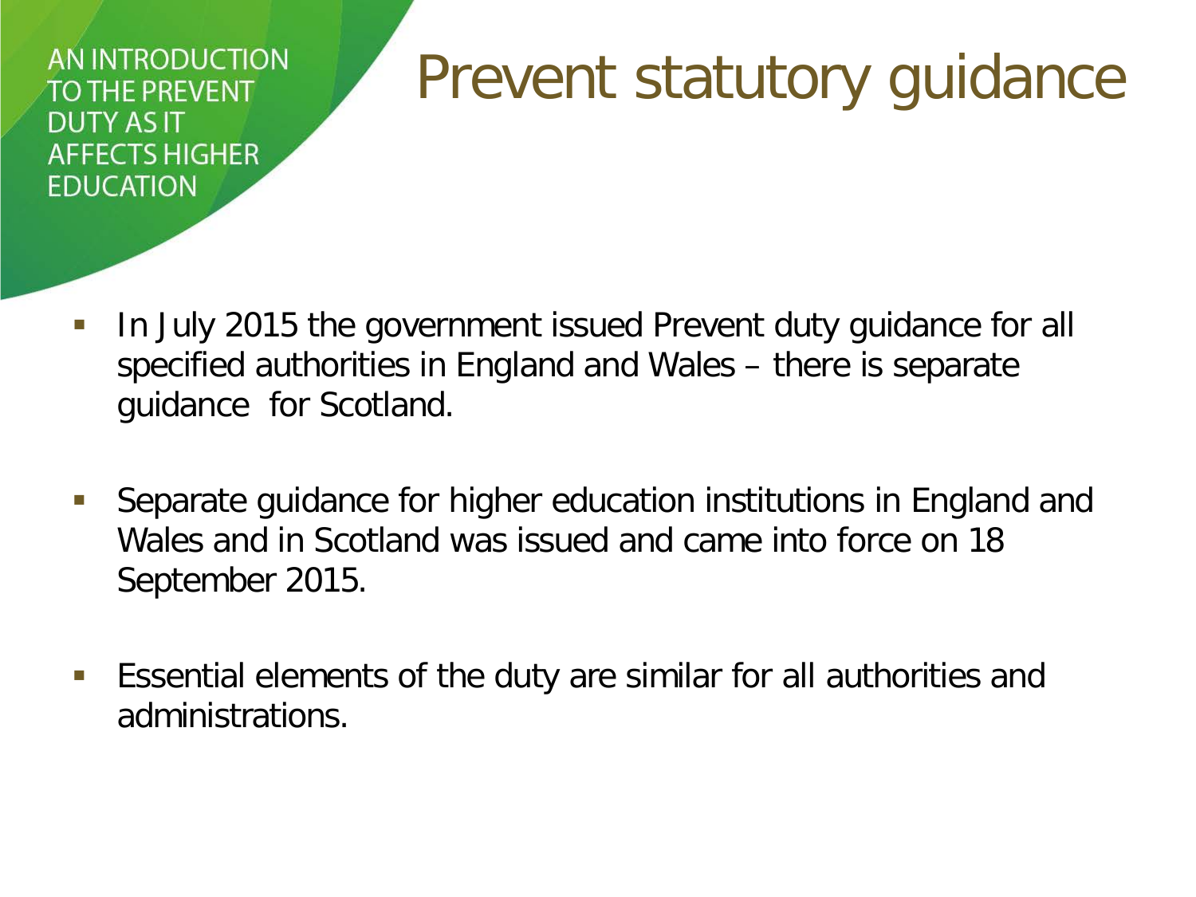AN INTRODUCTION TO THE PREVENT DUTY AS IT AFFECTS HIGHER EDUCATION

# Prevent statutory guidance

- In July 2015 the government issued Prevent duty guidance for all specified authorities in England and Wales – there is separate guidance for Scotland.
- Separate guidance for higher education institutions in England and Wales and in Scotland was issued and came into force on 18 September 2015.
- Essential elements of the duty are similar for all authorities and administrations.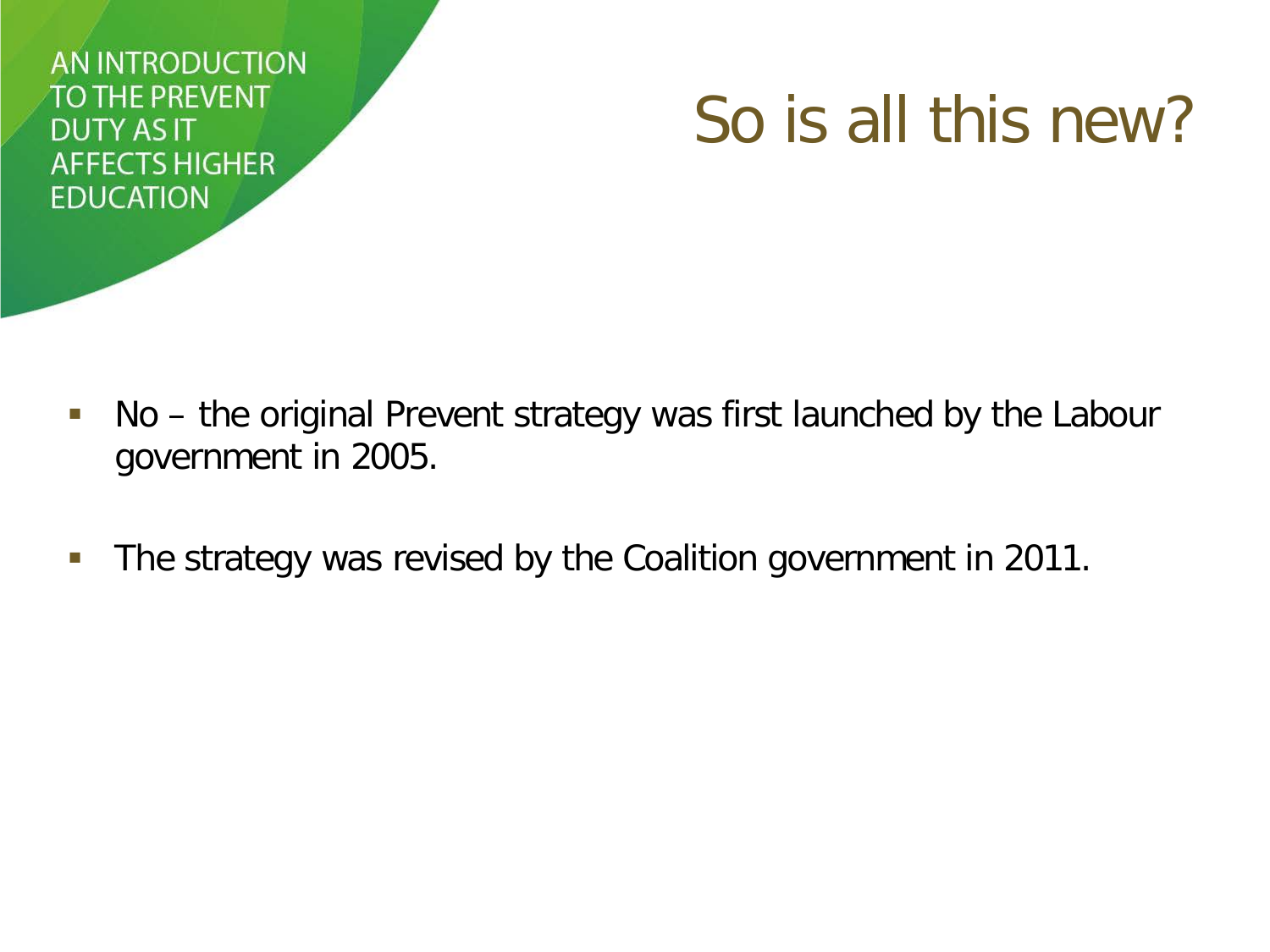# So is all this new?

- No – the original Prevent strategy was first launched by the Labour government in 2005.
- The strategy was revised by the Coalition government in 2011.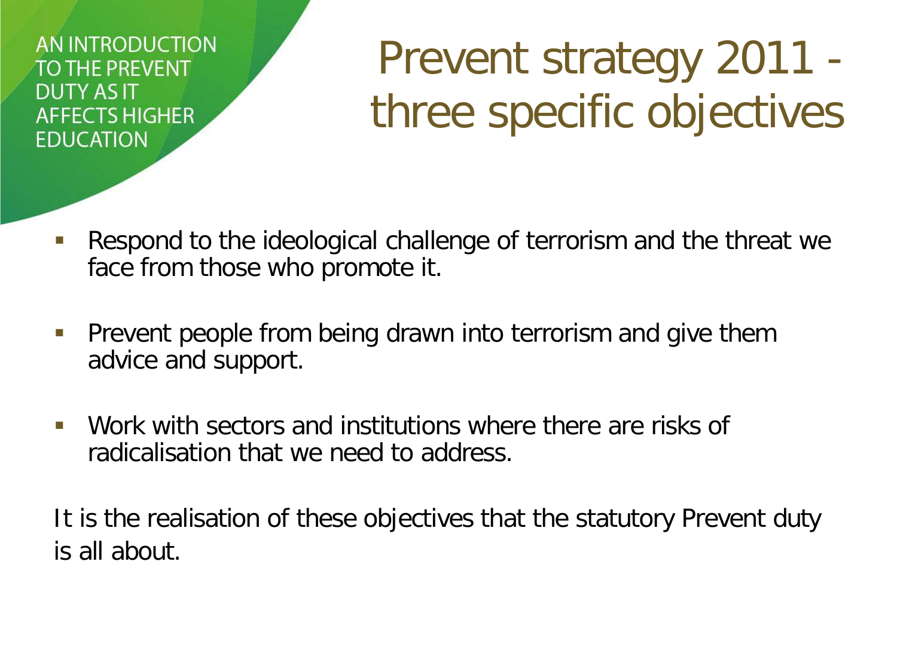AN INTRODUCTION TO THE PREVENT DUTY AS IT AFFECTS HIGHER EDUCATION

# Prevent strategy 2011 - three specific objectives

- Respond to the ideological challenge of terrorism and the threat we face from those who promote it.
- Prevent people from being drawn into terrorism and give them advice and support.
- Work with sectors and institutions where there are risks of radicalisation that we need to address.

It is the realisation of these objectives that the statutory Prevent duty is all about.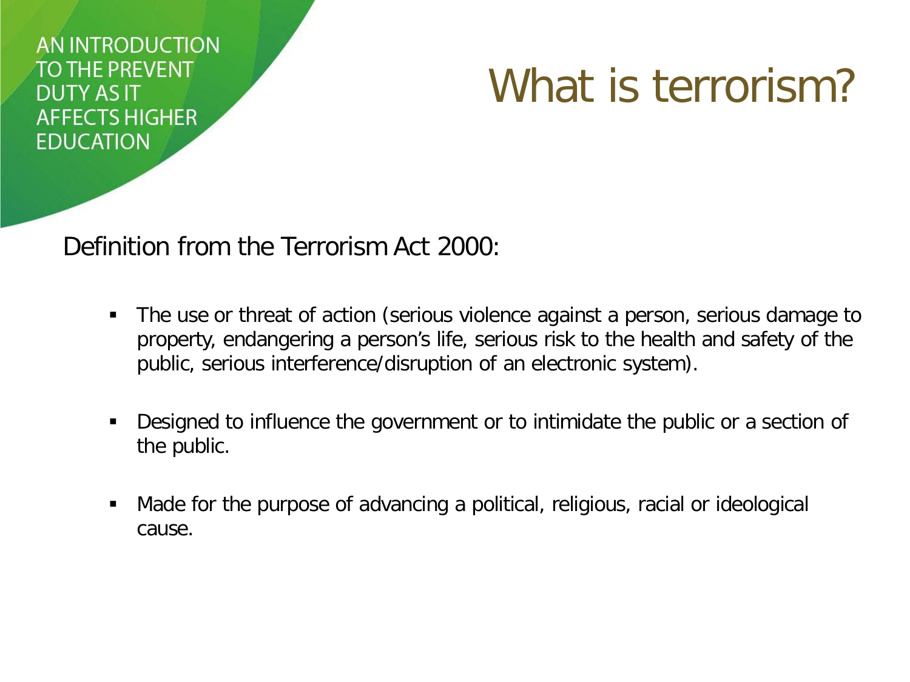AN INTRODUCTION TO THE PREVENT DUTY AS IT AFFECTS HIGHER EDUCATION

# What is terrorism?

Definition from the Terrorism Act 2000:

- The use or threat of action (serious violence against a person, serious damage to property, endangering a person's life, serious risk to the health and safety of the public, serious interference/disruption of an electronic system).
- Designed to influence the government or to intimidate the public or a section of the public.
- Made for the purpose of advancing a political, religious, racial or ideological cause.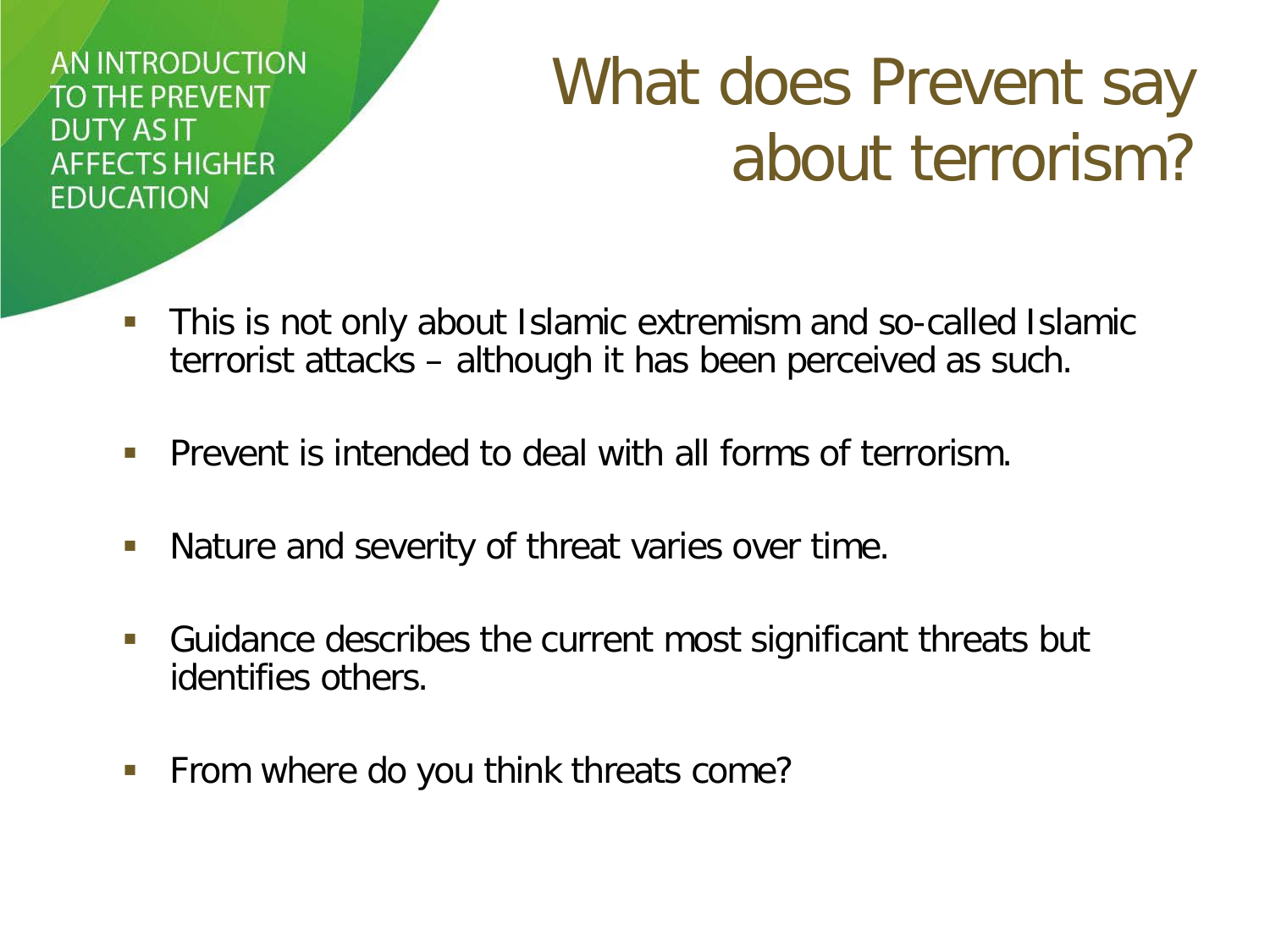# What does Prevent say about terrorism?

- This is not only about Islamic extremism and so-called Islamic terrorist attacks – although it has been perceived as such.
- Prevent is intended to deal with all forms of terrorism.
- Nature and severity of threat varies over time.
- Guidance describes the current most significant threats but identifies others.
- From where do you think threats come?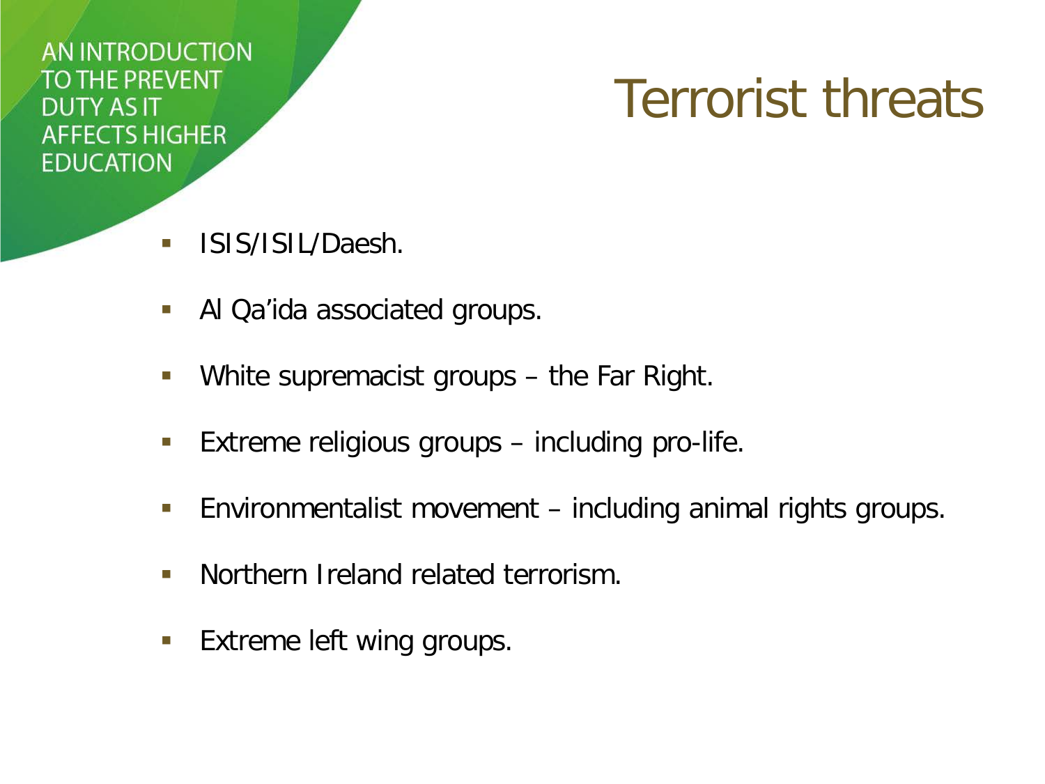# Terrorist threats

- ISIS/ISIL/Daesh.
- Al Qa'ida associated groups.
- White supremacist groups – the Far Right.
- Extreme religious groups – including pro-life.
- Environmentalist movement – including animal rights groups.
- Northern Ireland related terrorism.
- Extreme left wing groups.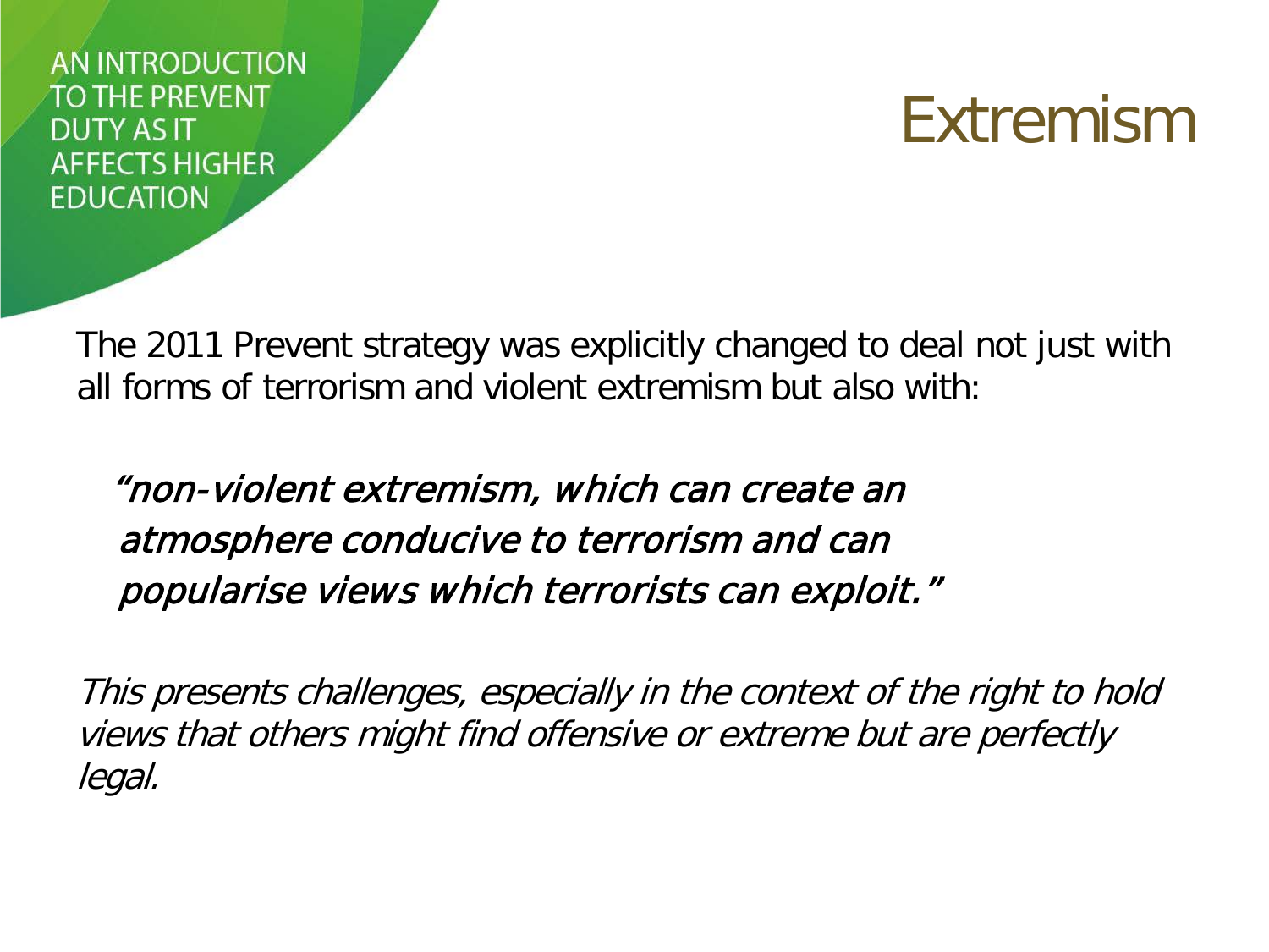# Extremism

The 2011 Prevent strategy was explicitly changed to deal not just with all forms of terrorism and violent extremism but also with:

> *"non-violent extremism, which can create an atmosphere conducive to terrorism and can popularise views which terrorists can exploit."*

*This presents challenges, especially in the context of the right to hold views that others might find offensive or extreme but are perfectly legal.*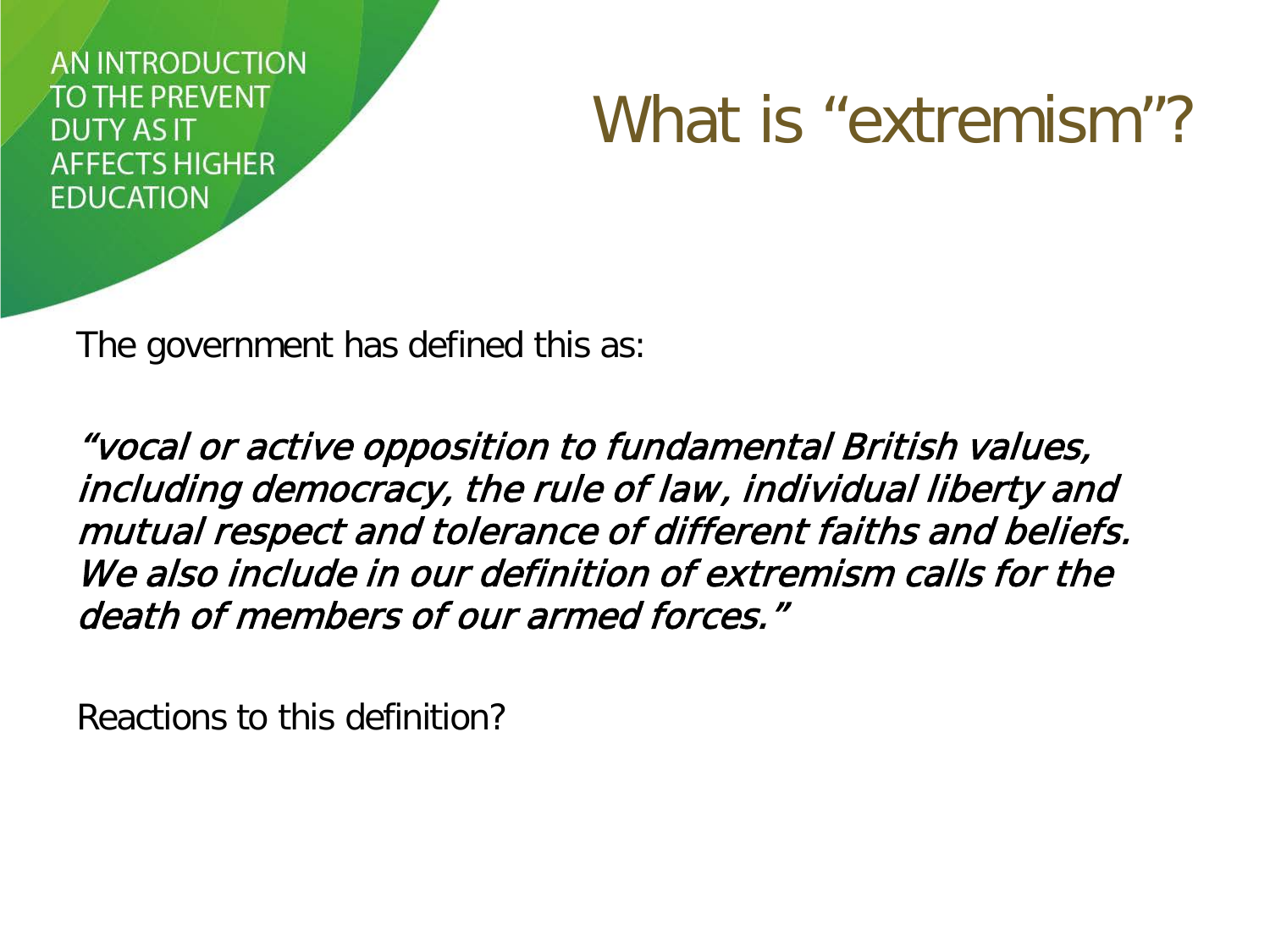# What is "extremism"?

The government has defined this as:

*"vocal or active opposition to fundamental British values, including democracy, the rule of law, individual liberty and mutual respect and tolerance of different faiths and beliefs. We also include in our definition of extremism calls for the death of members of our armed forces."*

Reactions to this definition?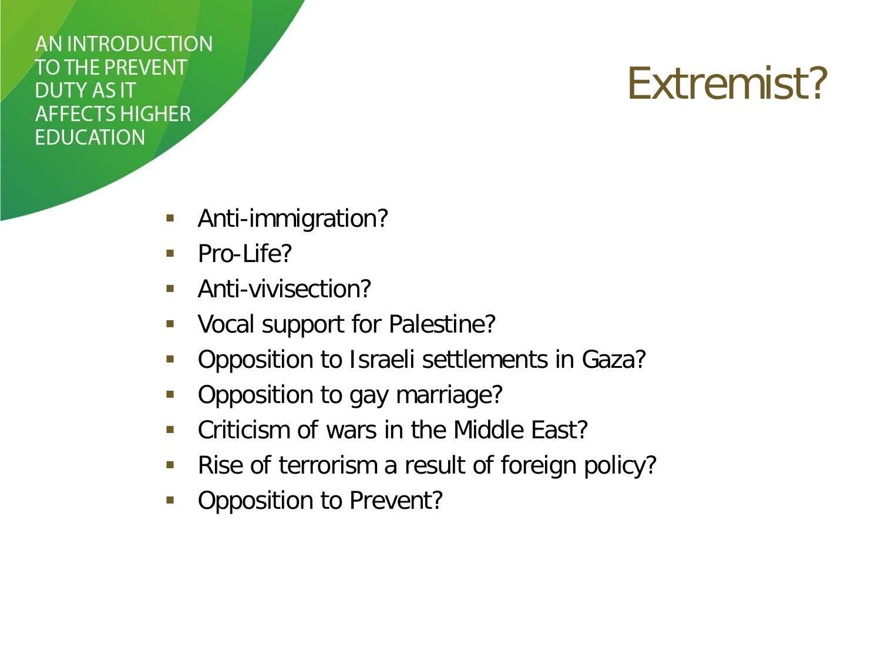# Extremist?

- Anti-immigration?
- Pro-Life?
- Anti-vivisection?
- Vocal support for Palestine?
- Opposition to Israeli settlements in Gaza?
- Opposition to gay marriage?
- Criticism of wars in the Middle East?
- Rise of terrorism a result of foreign policy?
- Opposition to Prevent?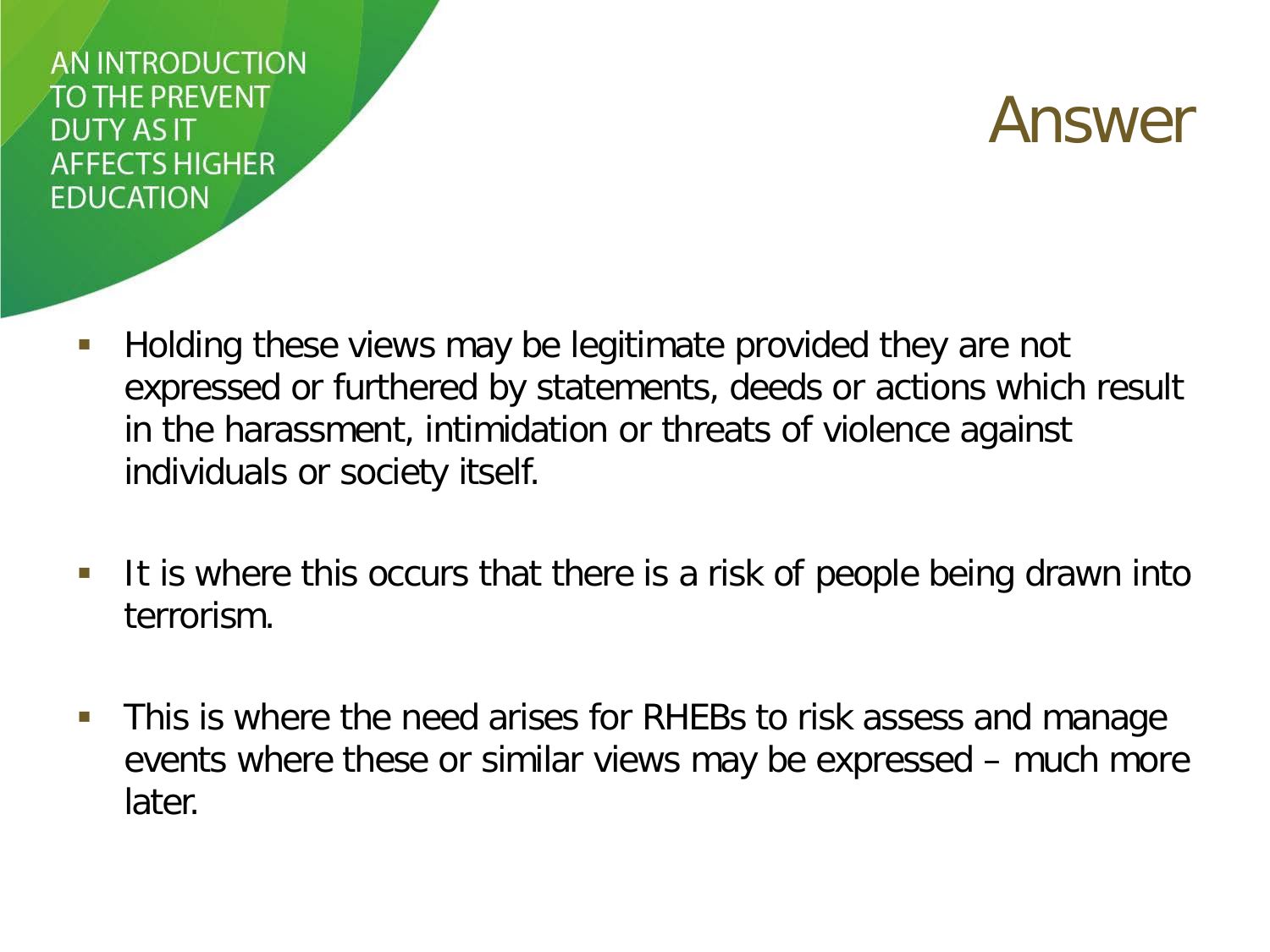# Answer

- Holding these views may be legitimate provided they are not expressed or furthered by statements, deeds or actions which result in the harassment, intimidation or threats of violence against individuals or society itself.

- It is where this occurs that there is a risk of people being drawn into terrorism.

- This is where the need arises for RHEBs to risk assess and manage events where these or similar views may be expressed – much more later.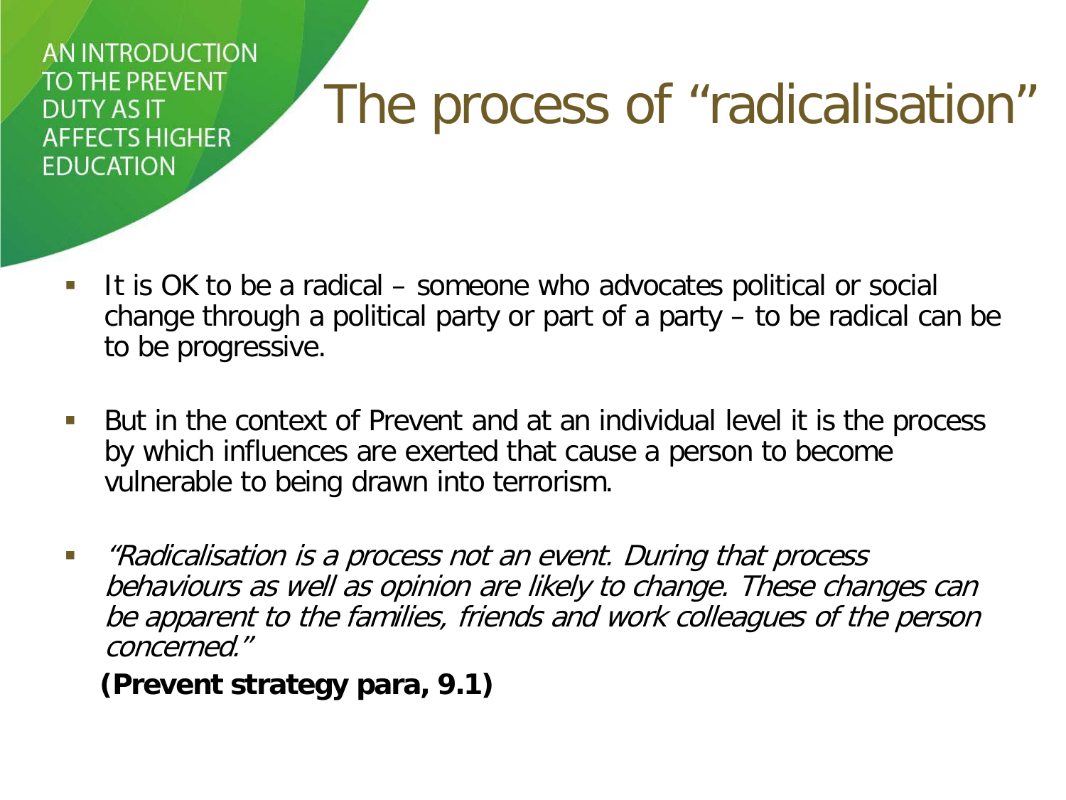AN INTRODUCTION TO THE PREVENT DUTY AS IT AFFECTS HIGHER EDUCATION

# The process of “radicalisation”

- It is OK to be a radical – someone who advocates political or social change through a political party or part of a party – to be radical can be to be progressive.
- But in the context of Prevent and at an individual level it is the process by which influences are exerted that cause a person to become vulnerable to being drawn into terrorism.
- *“Radicalisation is a process not an event. During that process behaviours as well as opinion are likely to change. These changes can be apparent to the families, friends and work colleagues of the person concerned.”*

  **(Prevent strategy para, 9.1)**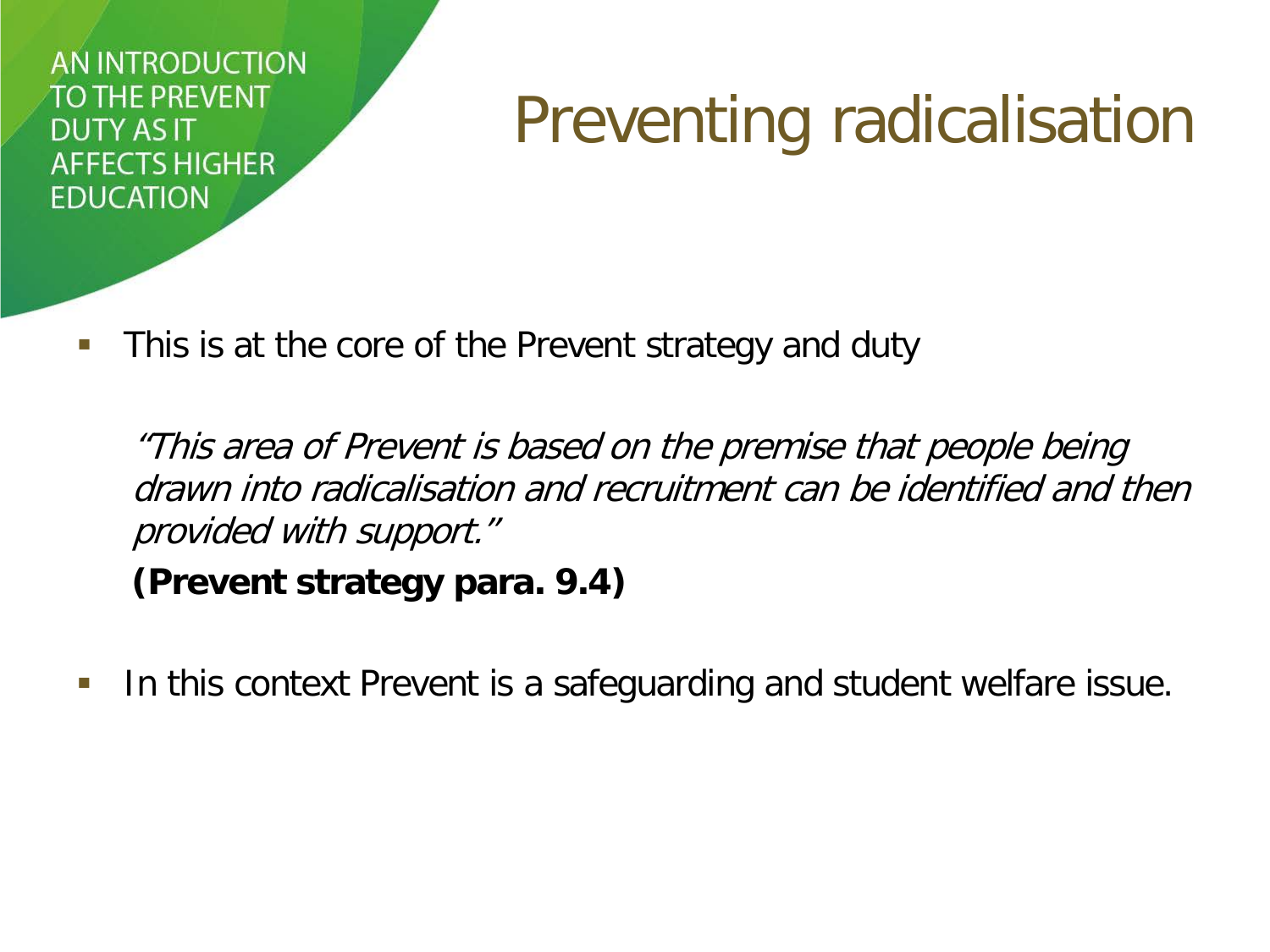# Preventing radicalisation

- This is at the core of the Prevent strategy and duty

  *"This area of Prevent is based on the premise that people being drawn into radicalisation and recruitment can be identified and then provided with support."*

  **(Prevent strategy para. 9.4)**

- In this context Prevent is a safeguarding and student welfare issue.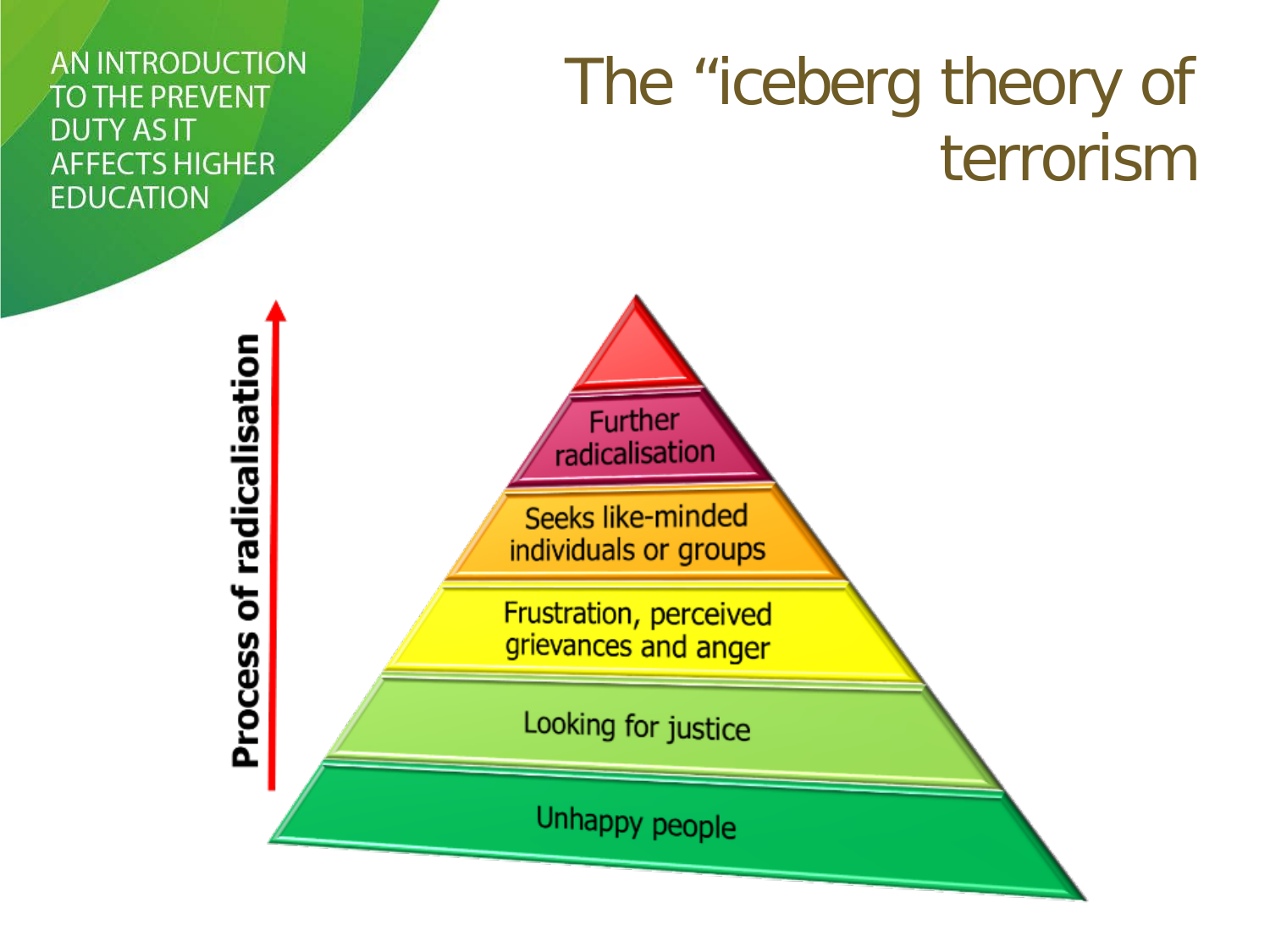AN INTRODUCTION TO THE PREVENT DUTY AS IT AFFECTS HIGHER EDUCATION

# The “iceberg theory of terrorism

Process of radicalisation

Further radicalisation

Seeks like-minded individuals or groups

Frustration, perceived grievances and anger

Looking for justice

Unhappy people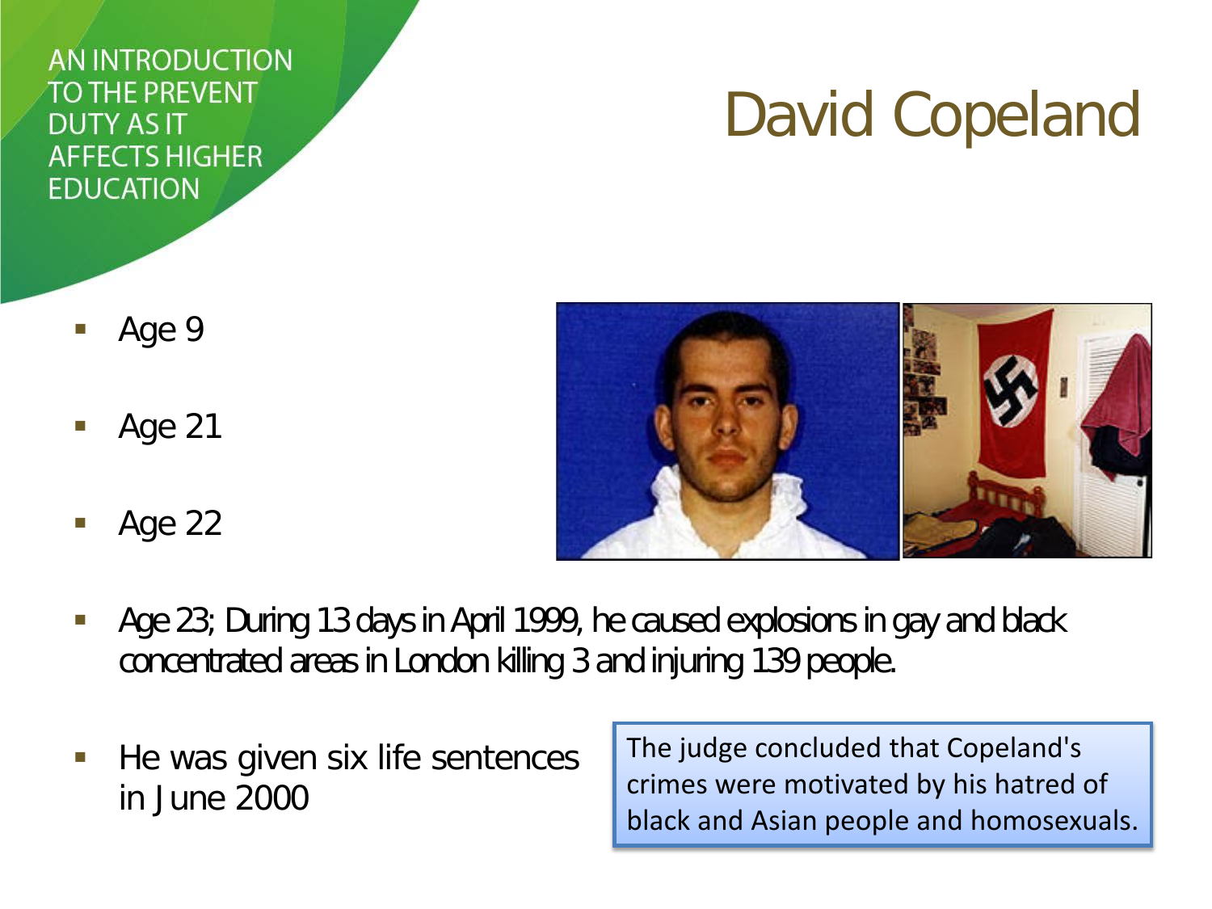AN INTRODUCTION TO THE PREVENT DUTY AS IT AFFECTS HIGHER EDUCATION

# David Copeland

- Age 9
- Age 21
- Age 22
- Age 23; During 13 days in April 1999, he caused explosions in gay and black concentrated areas in London killing 3 and injuring 139 people.
- He was given six life sentences in June 2000

The judge concluded that Copeland's crimes were motivated by his hatred of black and Asian people and homosexuals.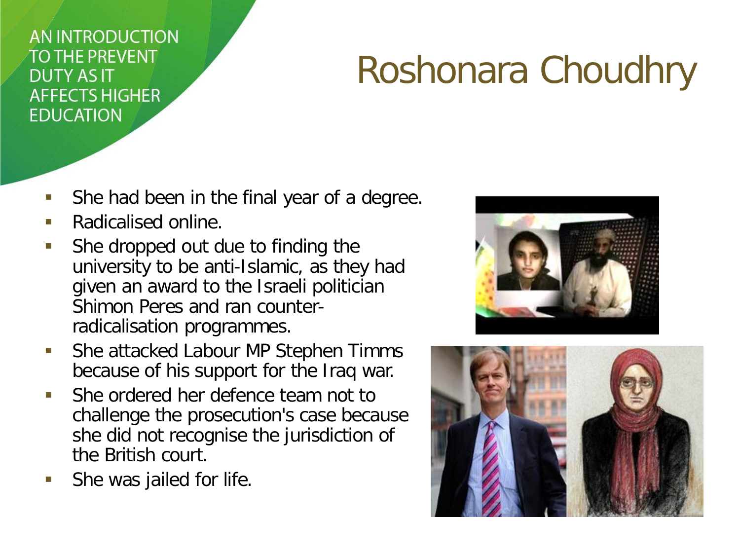AN INTRODUCTION TO THE PREVENT DUTY AS IT AFFECTS HIGHER EDUCATION

# Roshonara Choudhry

- She had been in the final year of a degree.
- Radicalised online.
- She dropped out due to finding the university to be anti-Islamic, as they had given an award to the Israeli politician Shimon Peres and ran counter-radicalisation programmes.
- She attacked Labour MP Stephen Timms because of his support for the Iraq war.
- She ordered her defence team not to challenge the prosecution's case because she did not recognise the jurisdiction of the British court.
- She was jailed for life.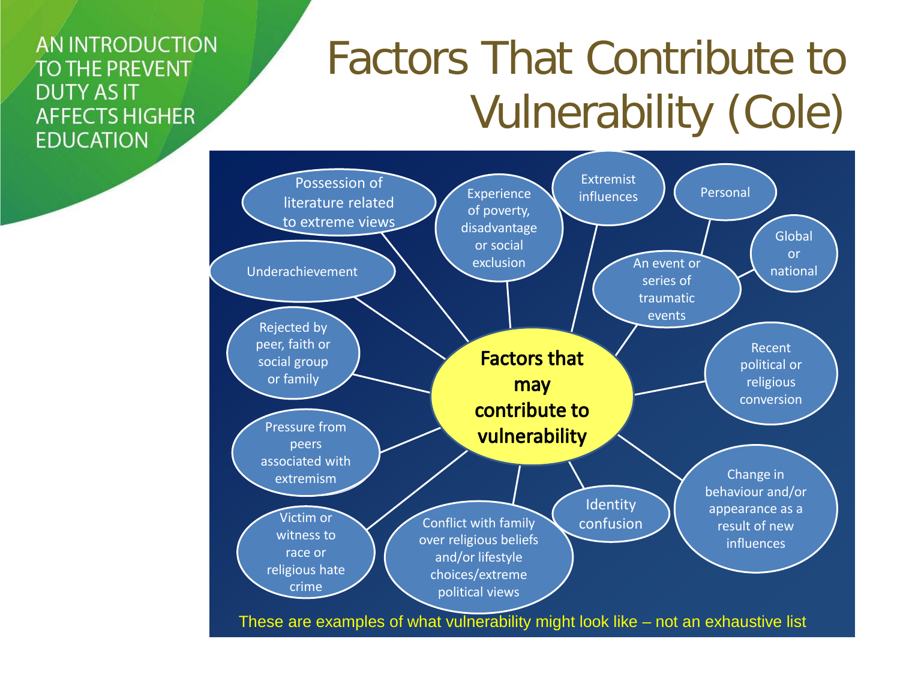AN INTRODUCTION TO THE PREVENT DUTY AS IT AFFECTS HIGHER EDUCATION

# Factors That Contribute to Vulnerability (Cole)

**Factors that may contribute to vulnerability**

- Possession of literature related to extreme views
- Experience of poverty, disadvantage or social exclusion
- Extremist influences
- Personal
- Global or national
- An event or series of traumatic events
- Underachievement
- Rejected by peer, faith or social group or family
- Recent political or religious conversion
- Pressure from peers associated with extremism
- Change in behaviour and/or appearance as a result of new influences
- Identity confusion
- Victim or witness to race or religious hate crime
- Conflict with family over religious beliefs and/or lifestyle choices/extreme political views

These are examples of what vulnerability might look like – not an exhaustive list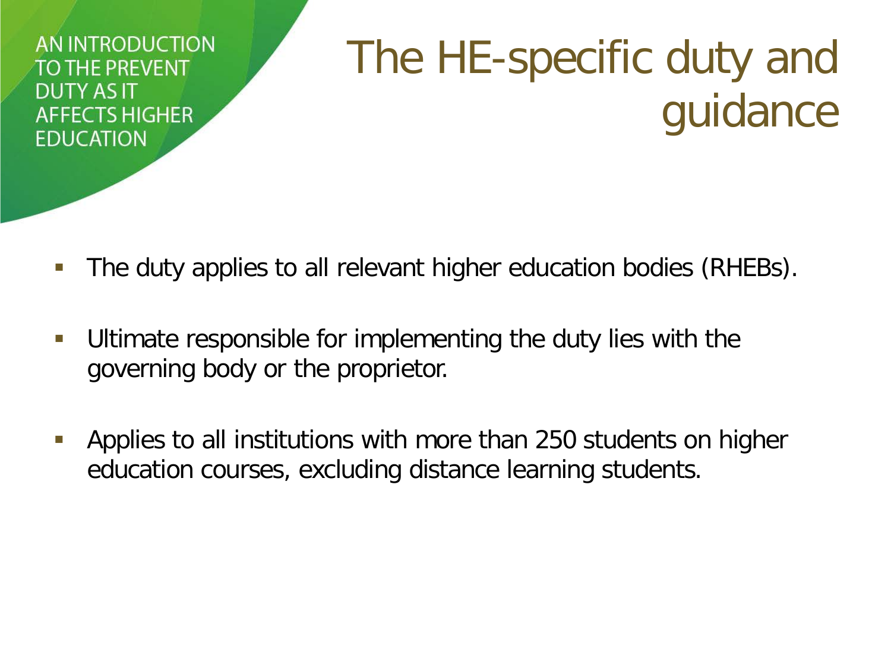AN INTRODUCTION TO THE PREVENT DUTY AS IT AFFECTS HIGHER EDUCATION

# The HE-specific duty and guidance

- The duty applies to all relevant higher education bodies (RHEBs).
- Ultimate responsible for implementing the duty lies with the governing body or the proprietor.
- Applies to all institutions with more than 250 students on higher education courses, excluding distance learning students.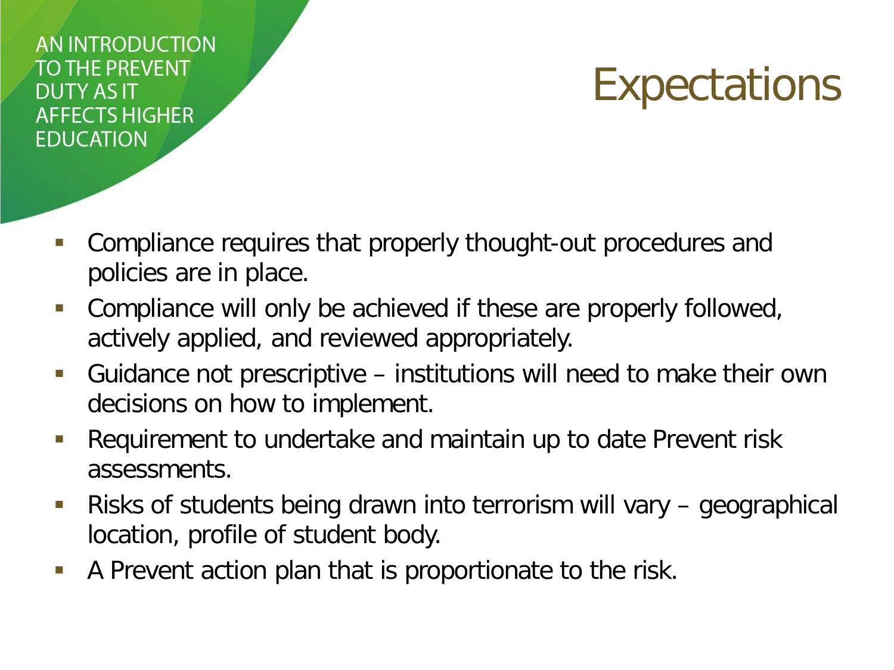AN INTRODUCTION TO THE PREVENT DUTY AS IT AFFECTS HIGHER EDUCATION

# Expectations

- Compliance requires that properly thought-out procedures and policies are in place.
- Compliance will only be achieved if these are properly followed, actively applied, and reviewed appropriately.
- Guidance not prescriptive – institutions will need to make their own decisions on how to implement.
- Requirement to undertake and maintain up to date Prevent risk assessments.
- Risks of students being drawn into terrorism will vary – geographical location, profile of student body.
- A Prevent action plan that is proportionate to the risk.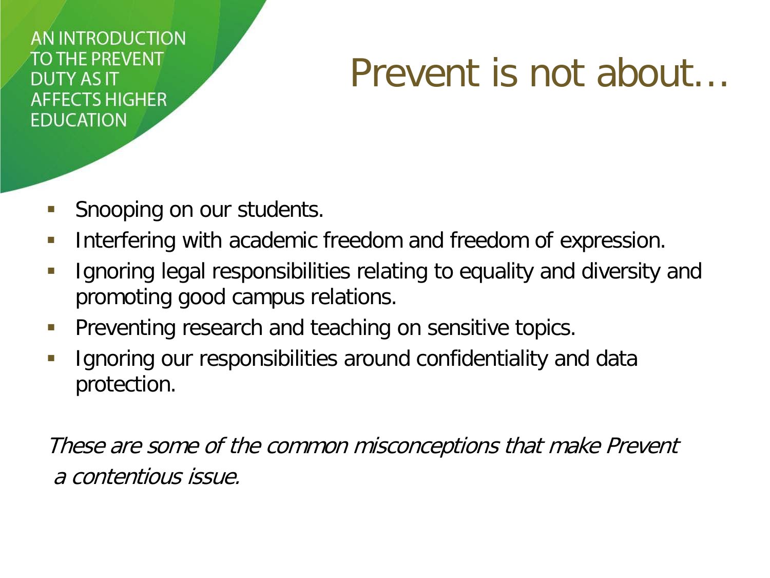AN INTRODUCTION TO THE PREVENT DUTY AS IT AFFECTS HIGHER EDUCATION

# Prevent is not about…

- Snooping on our students.
- Interfering with academic freedom and freedom of expression.
- Ignoring legal responsibilities relating to equality and diversity and promoting good campus relations.
- Preventing research and teaching on sensitive topics.
- Ignoring our responsibilities around confidentiality and data protection.

*These are some of the common misconceptions that make Prevent a contentious issue.*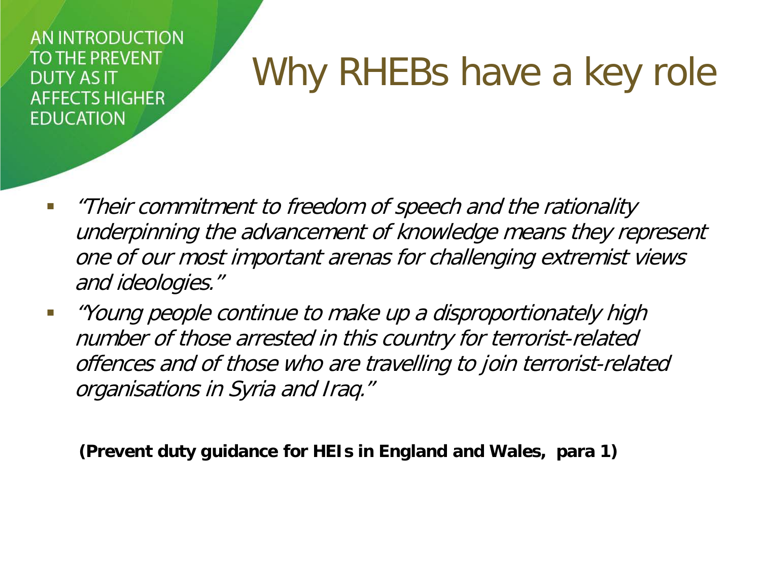# Why RHEBs have a key role

- *"Their commitment to freedom of speech and the rationality underpinning the advancement of knowledge means they represent one of our most important arenas for challenging extremist views and ideologies."*
- *"Young people continue to make up a disproportionately high number of those arrested in this country for terrorist-related offences and of those who are travelling to join terrorist-related organisations in Syria and Iraq."*

**(Prevent duty guidance for HEIs in England and Wales, para 1)**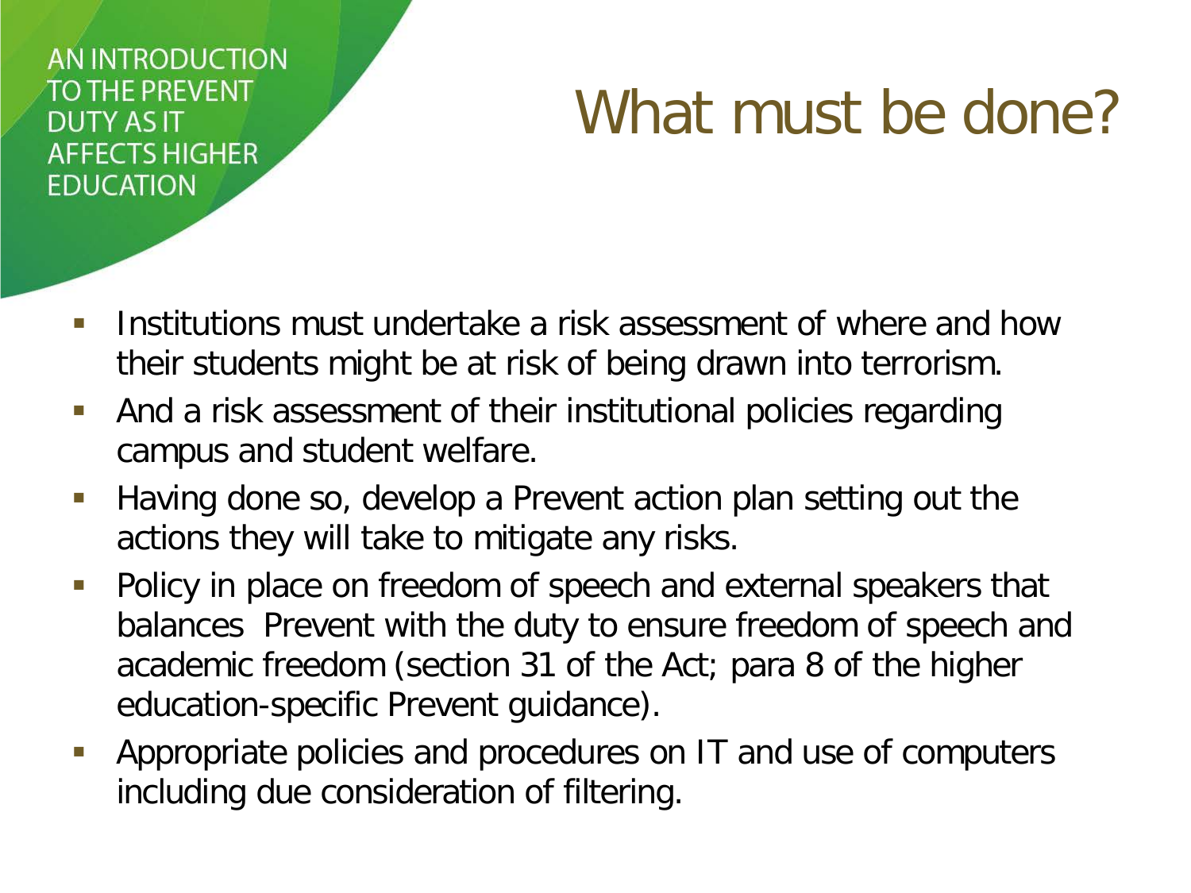# What must be done?

- Institutions must undertake a risk assessment of where and how their students might be at risk of being drawn into terrorism.
- And a risk assessment of their institutional policies regarding campus and student welfare.
- Having done so, develop a Prevent action plan setting out the actions they will take to mitigate any risks.
- Policy in place on freedom of speech and external speakers that balances Prevent with the duty to ensure freedom of speech and academic freedom (section 31 of the Act; para 8 of the higher education-specific Prevent guidance).
- Appropriate policies and procedures on IT and use of computers including due consideration of filtering.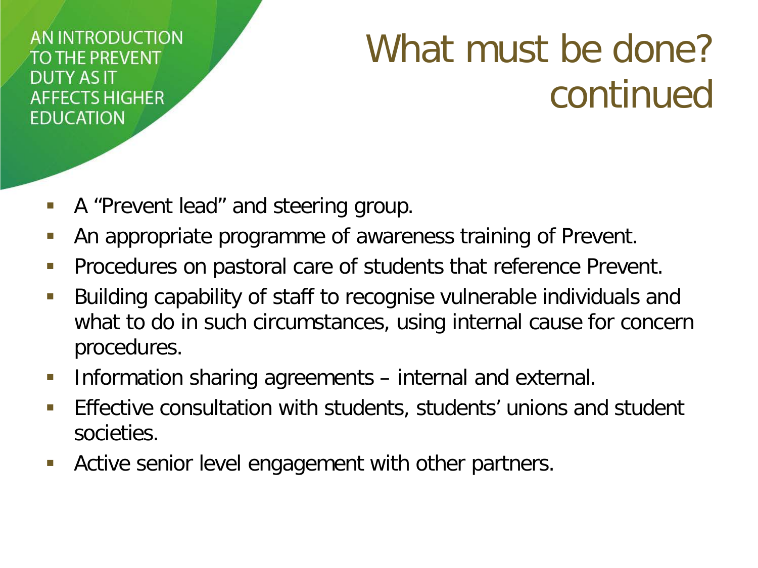AN INTRODUCTION TO THE PREVENT DUTY AS IT AFFECTS HIGHER EDUCATION

# What must be done? continued

- A “Prevent lead” and steering group.
- An appropriate programme of awareness training of Prevent.
- Procedures on pastoral care of students that reference Prevent.
- Building capability of staff to recognise vulnerable individuals and what to do in such circumstances, using internal cause for concern procedures.
- Information sharing agreements – internal and external.
- Effective consultation with students, students’ unions and student societies.
- Active senior level engagement with other partners.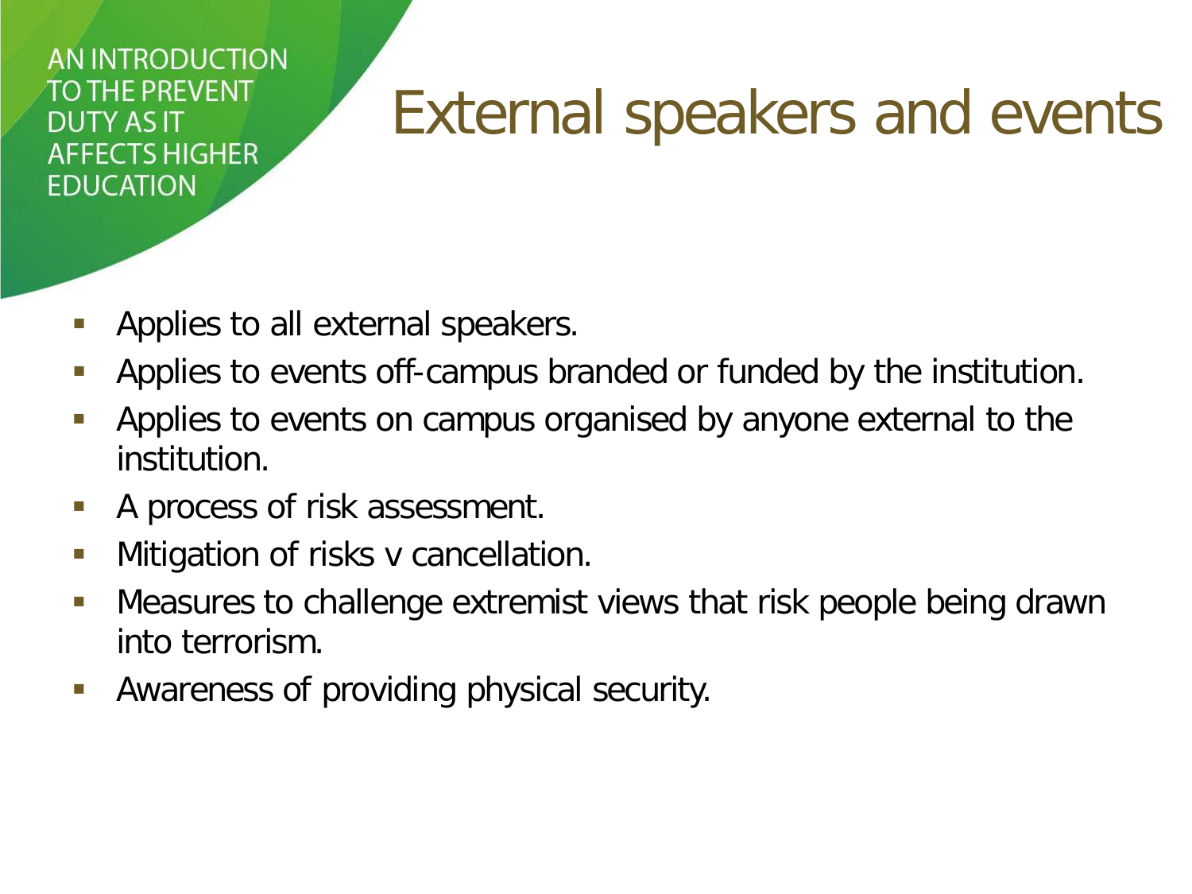AN INTRODUCTION TO THE PREVENT DUTY AS IT AFFECTS HIGHER EDUCATION

# External speakers and events

- Applies to all external speakers.
- Applies to events off-campus branded or funded by the institution.
- Applies to events on campus organised by anyone external to the institution.
- A process of risk assessment.
- Mitigation of risks v cancellation.
- Measures to challenge extremist views that risk people being drawn into terrorism.
- Awareness of providing physical security.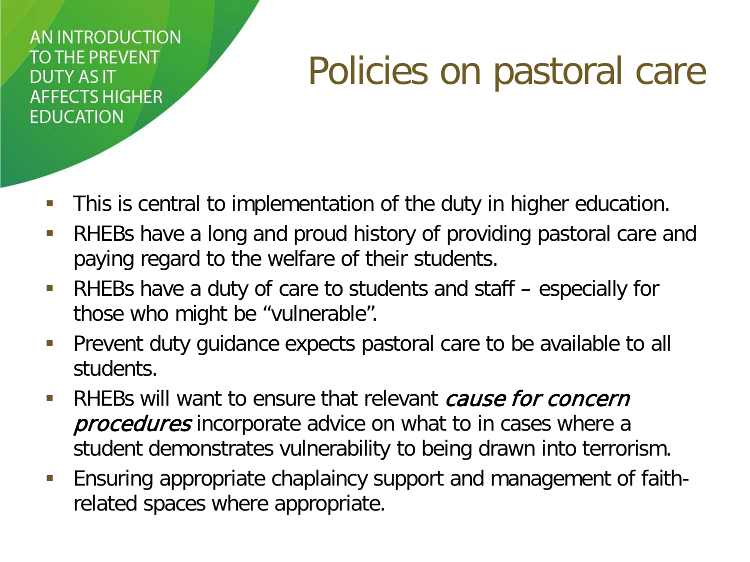# Policies on pastoral care

- This is central to implementation of the duty in higher education.
- RHEBs have a long and proud history of providing pastoral care and paying regard to the welfare of their students.
- RHEBs have a duty of care to students and staff – especially for those who might be "vulnerable".
- Prevent duty guidance expects pastoral care to be available to all students.
- RHEBs will want to ensure that relevant *cause for concern procedures* incorporate advice on what to in cases where a student demonstrates vulnerability to being drawn into terrorism.
- Ensuring appropriate chaplaincy support and management of faith-related spaces where appropriate.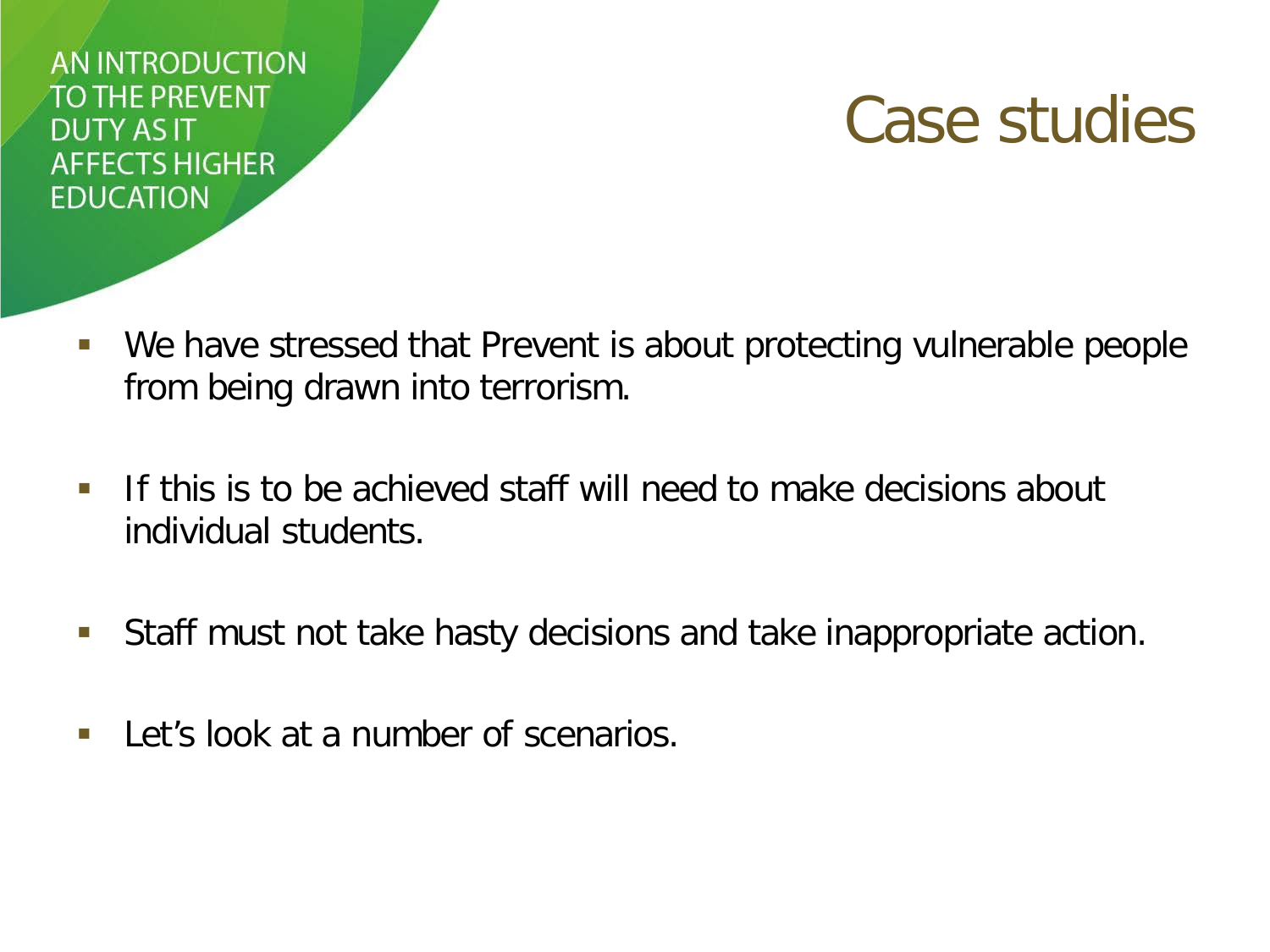# Case studies

- We have stressed that Prevent is about protecting vulnerable people from being drawn into terrorism.
- If this is to be achieved staff will need to make decisions about individual students.
- Staff must not take hasty decisions and take inappropriate action.
- Let's look at a number of scenarios.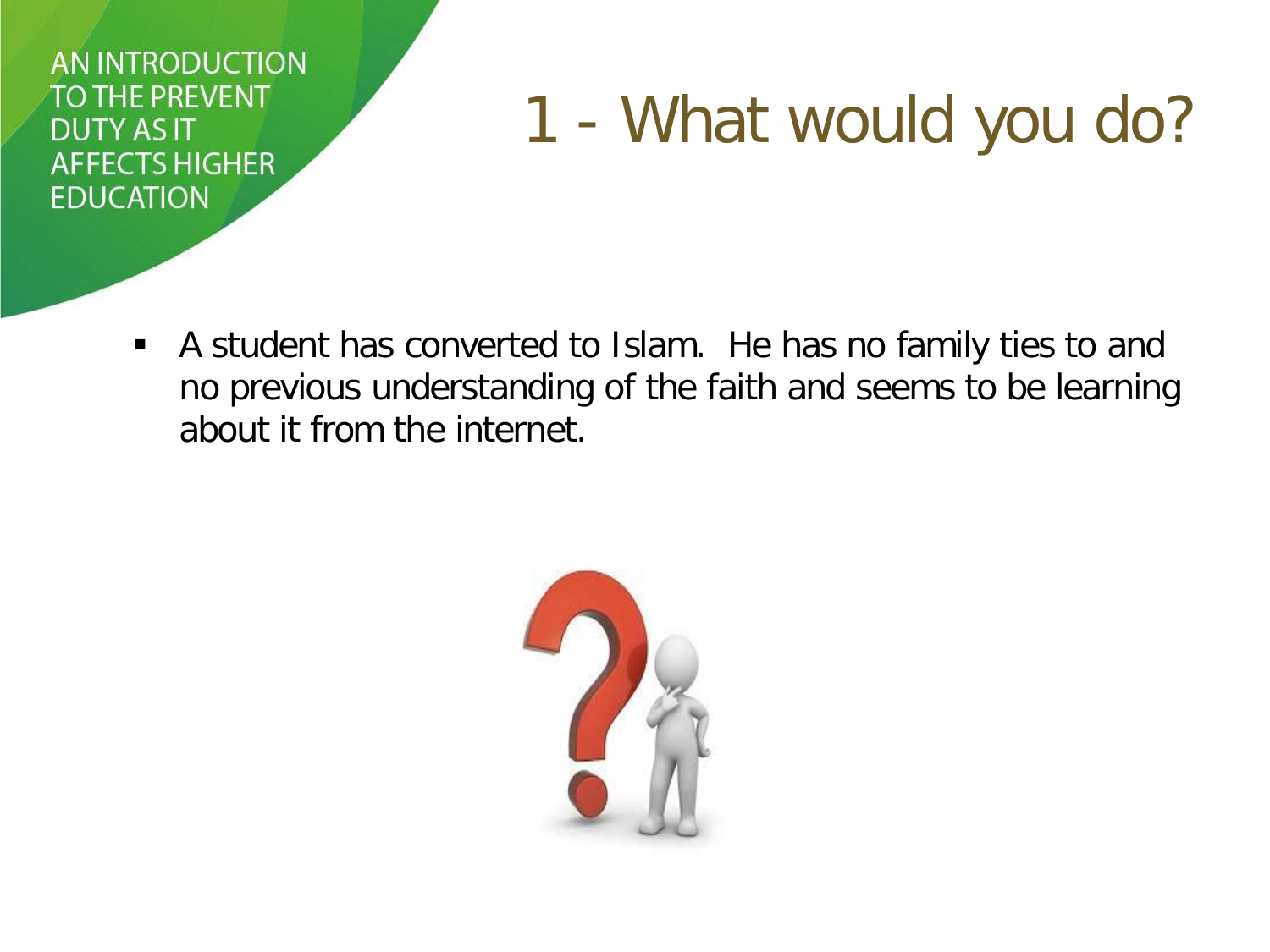# 1 - What would you do?

- A student has converted to Islam. He has no family ties to and no previous understanding of the faith and seems to be learning about it from the internet.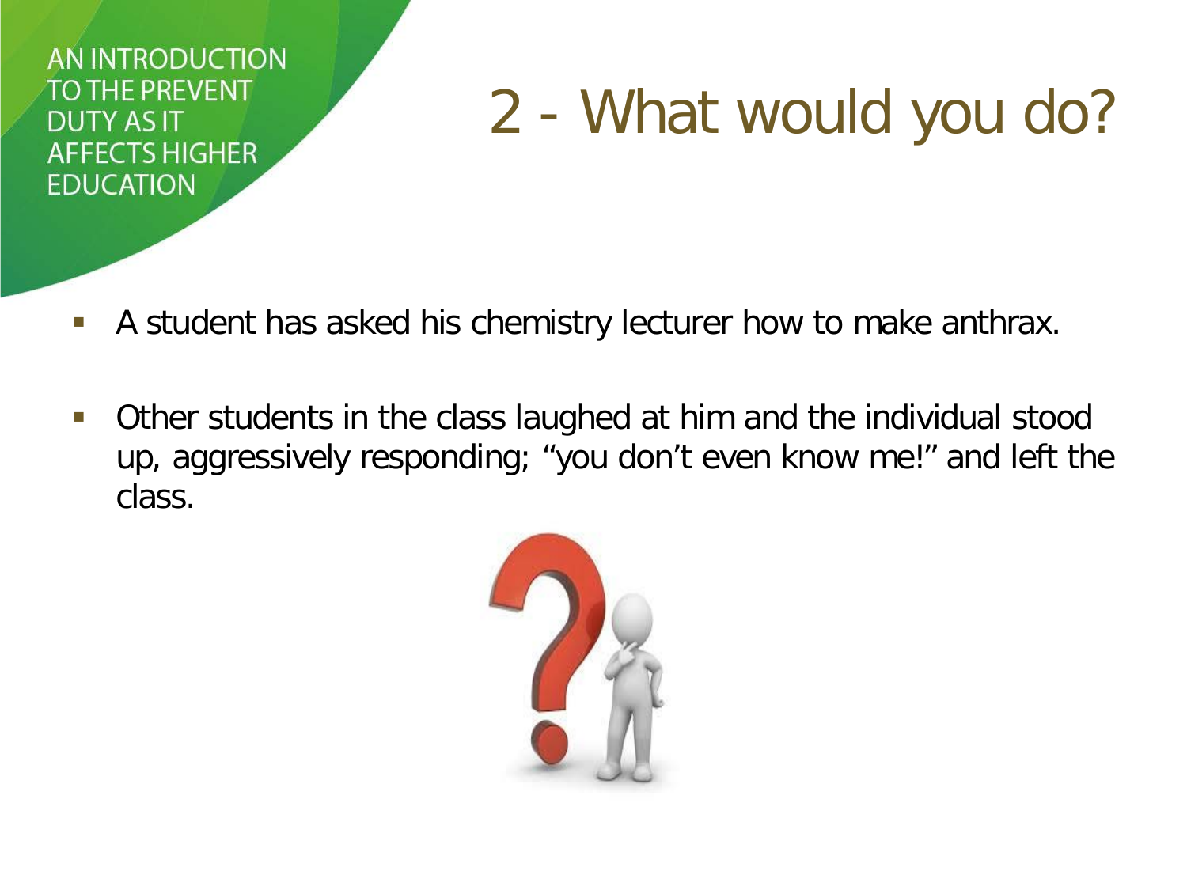AN INTRODUCTION TO THE PREVENT DUTY AS IT AFFECTS HIGHER EDUCATION

# 2 - What would you do?

- A student has asked his chemistry lecturer how to make anthrax.
- Other students in the class laughed at him and the individual stood up, aggressively responding; "you don't even know me!" and left the class.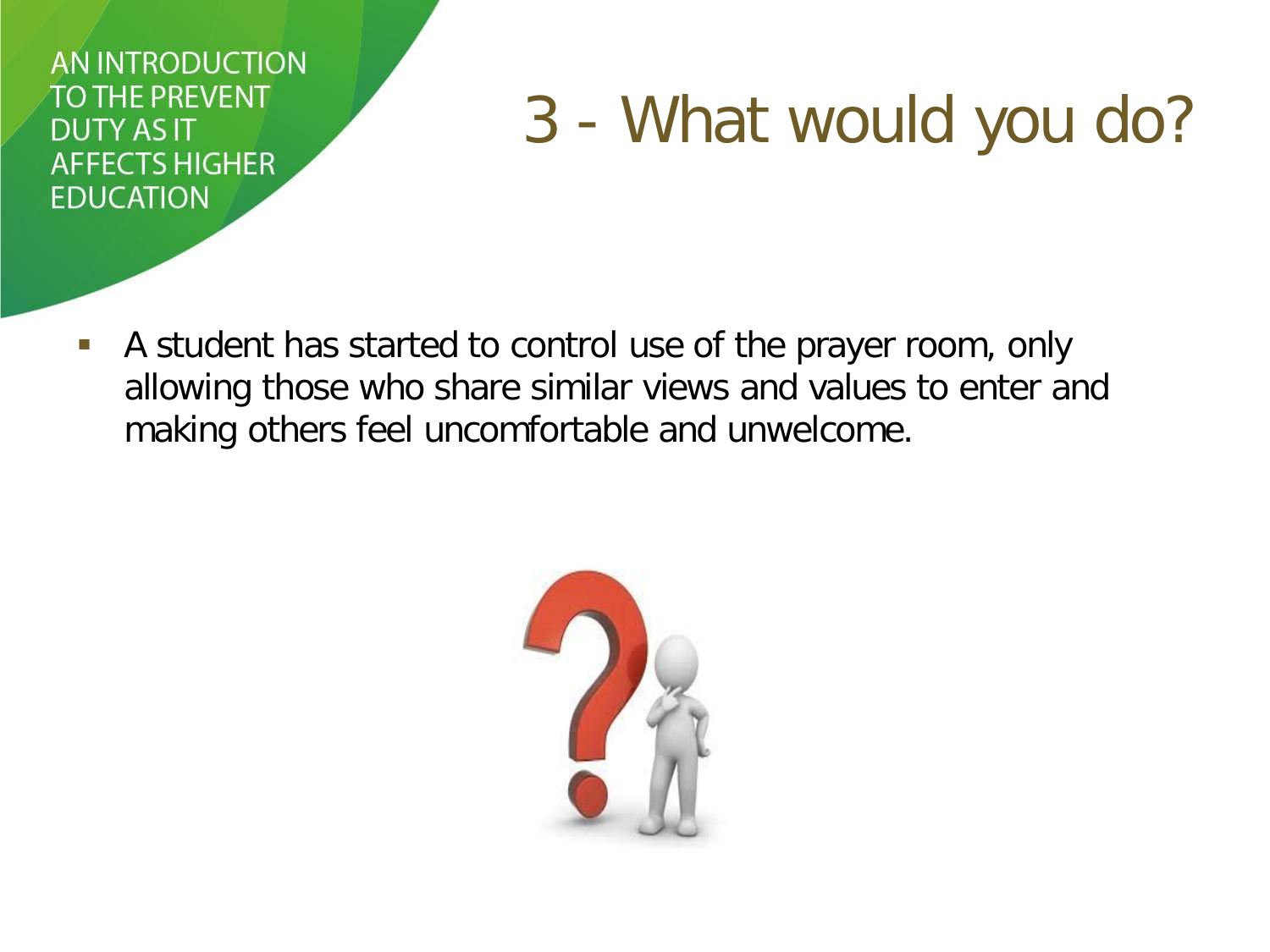# 3 - What would you do?

- A student has started to control use of the prayer room, only allowing those who share similar views and values to enter and making others feel uncomfortable and unwelcome.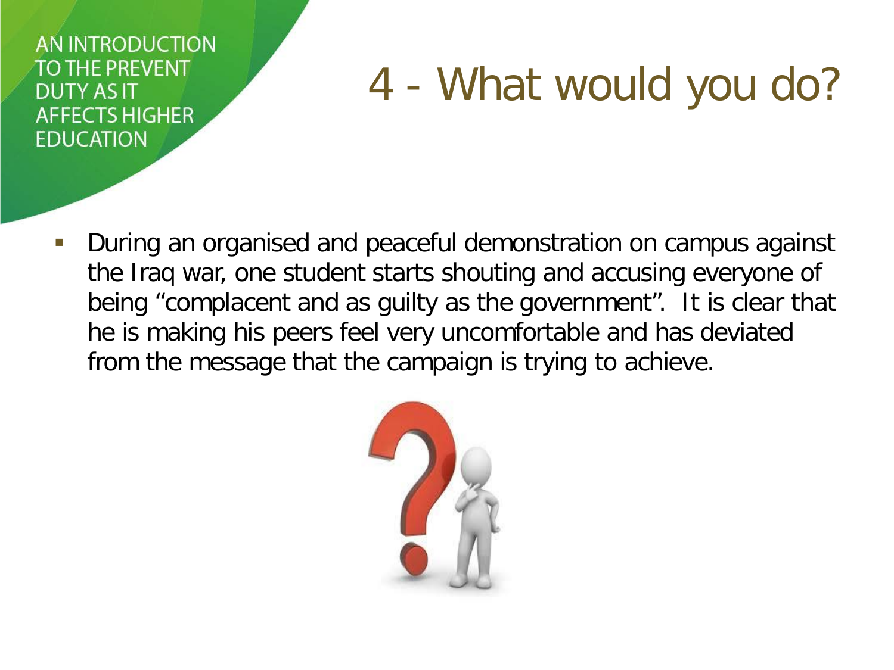# 4 - What would you do?

- During an organised and peaceful demonstration on campus against the Iraq war, one student starts shouting and accusing everyone of being “complacent and as guilty as the government”. It is clear that he is making his peers feel very uncomfortable and has deviated from the message that the campaign is trying to achieve.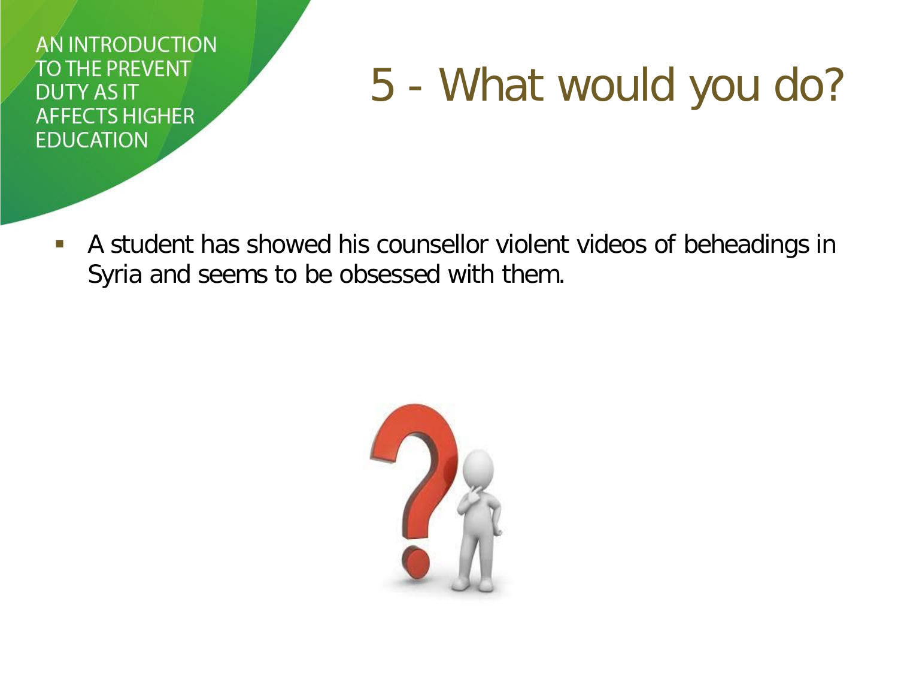# 5 - What would you do?

- A student has showed his counsellor violent videos of beheadings in Syria and seems to be obsessed with them.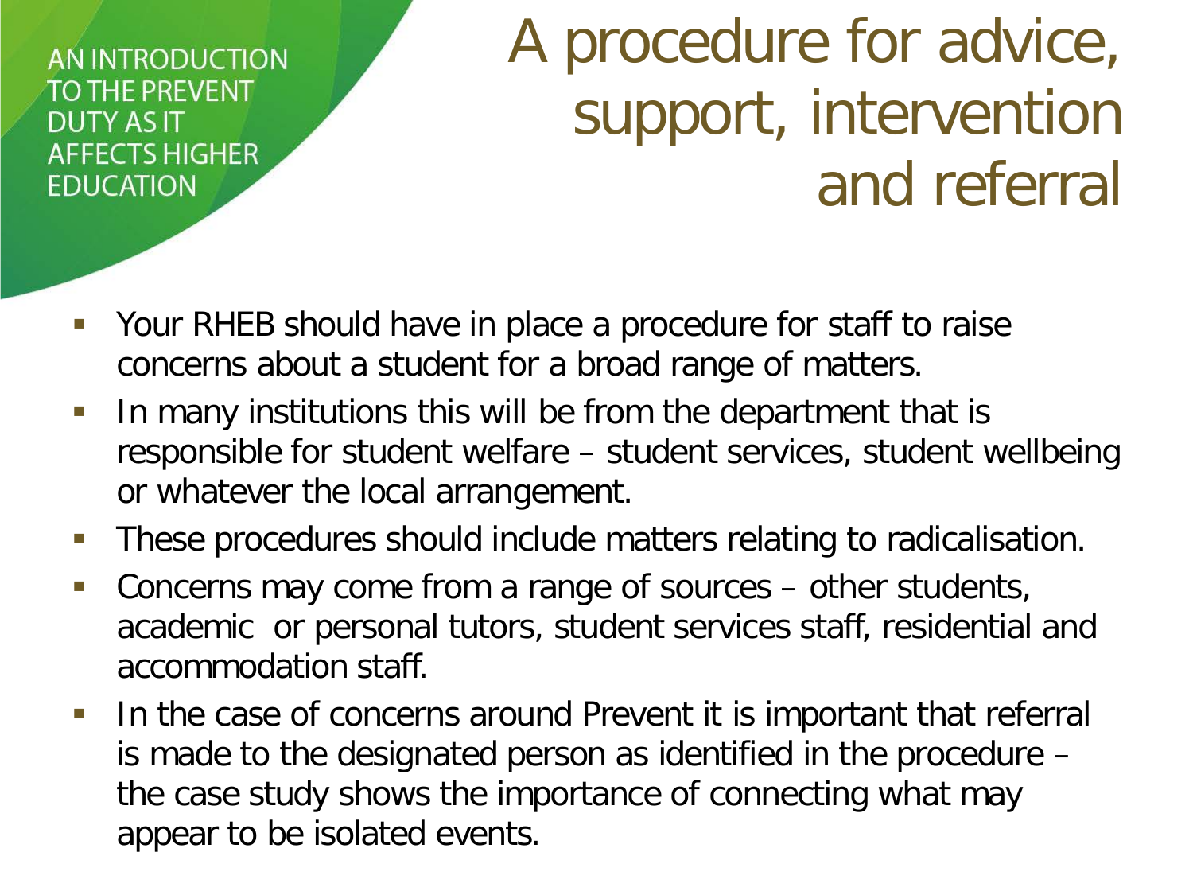AN INTRODUCTION TO THE PREVENT DUTY AS IT AFFECTS HIGHER EDUCATION

# A procedure for advice, support, intervention and referral

- Your RHEB should have in place a procedure for staff to raise concerns about a student for a broad range of matters.
- In many institutions this will be from the department that is responsible for student welfare – student services, student wellbeing or whatever the local arrangement.
- These procedures should include matters relating to radicalisation.
- Concerns may come from a range of sources – other students, academic or personal tutors, student services staff, residential and accommodation staff.
- In the case of concerns around Prevent it is important that referral is made to the designated person as identified in the procedure – the case study shows the importance of connecting what may appear to be isolated events.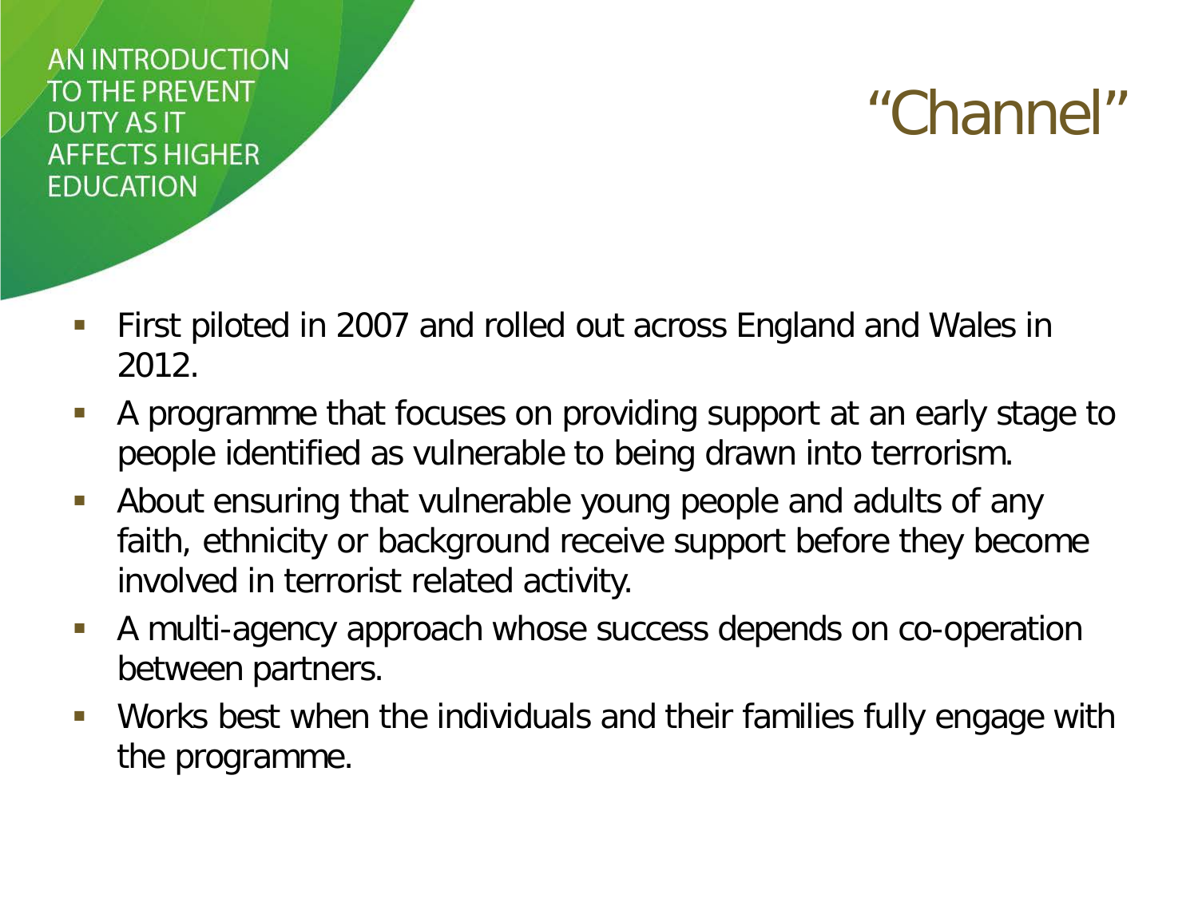AN INTRODUCTION TO THE PREVENT DUTY AS IT AFFECTS HIGHER EDUCATION

# "Channel"

- First piloted in 2007 and rolled out across England and Wales in 2012.
- A programme that focuses on providing support at an early stage to people identified as vulnerable to being drawn into terrorism.
- About ensuring that vulnerable young people and adults of any faith, ethnicity or background receive support before they become involved in terrorist related activity.
- A multi-agency approach whose success depends on co-operation between partners.
- Works best when the individuals and their families fully engage with the programme.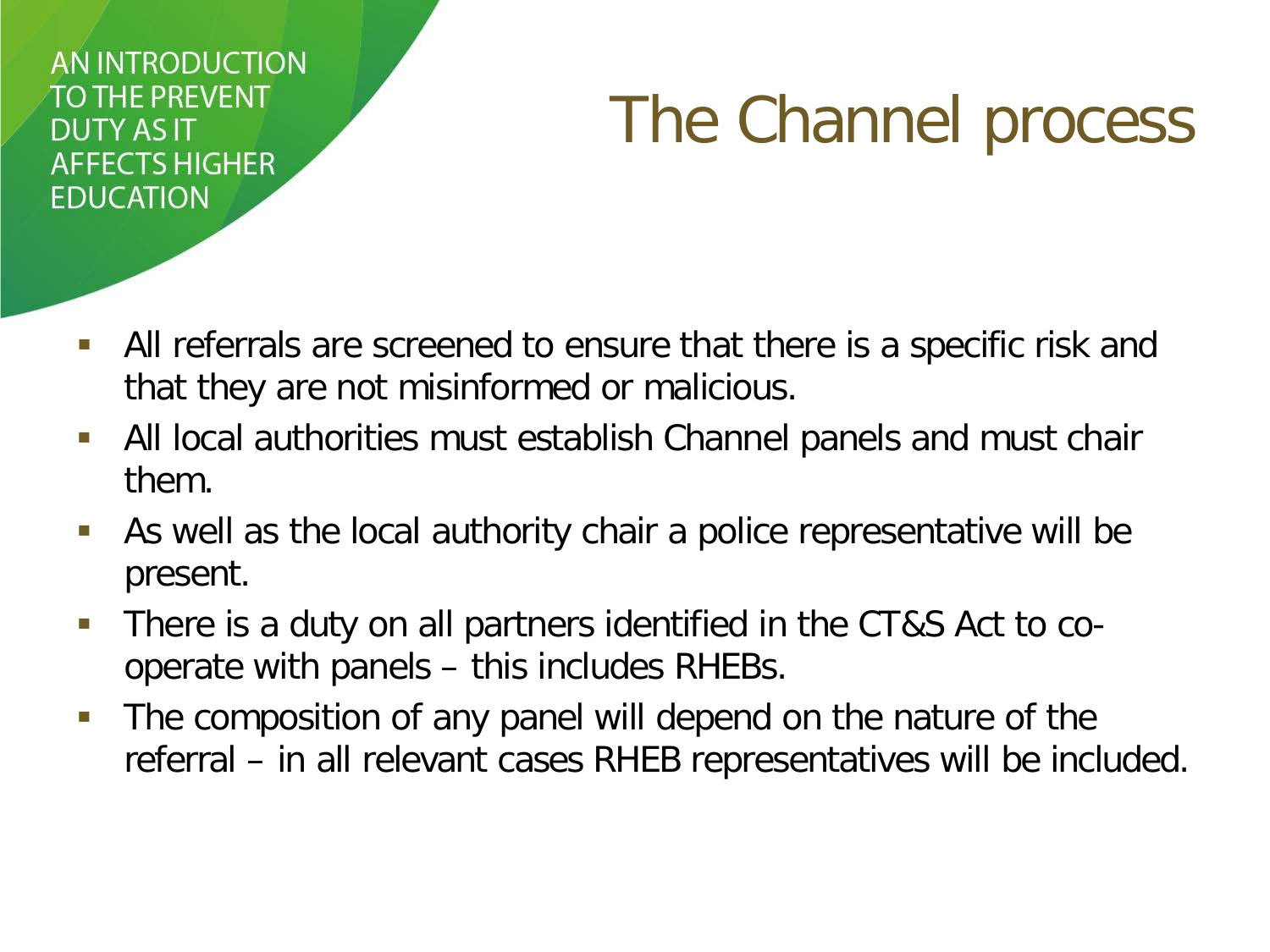# The Channel process

- All referrals are screened to ensure that there is a specific risk and that they are not misinformed or malicious.
- All local authorities must establish Channel panels and must chair them.
- As well as the local authority chair a police representative will be present.
- There is a duty on all partners identified in the CT&S Act to co-operate with panels – this includes RHEBs.
- The composition of any panel will depend on the nature of the referral – in all relevant cases RHEB representatives will be included.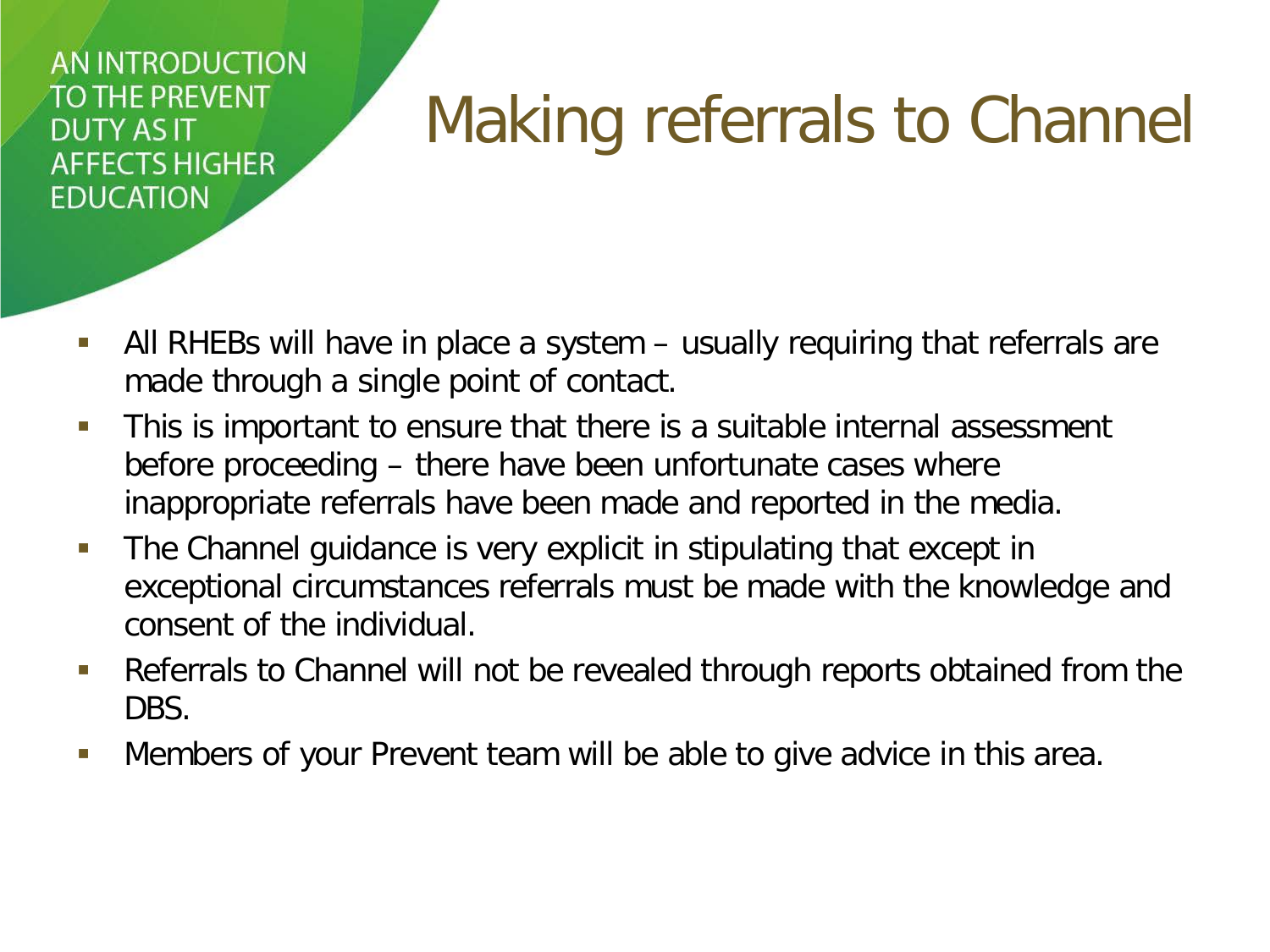AN INTRODUCTION TO THE PREVENT DUTY AS IT AFFECTS HIGHER EDUCATION

# Making referrals to Channel

- All RHEBs will have in place a system – usually requiring that referrals are made through a single point of contact.
- This is important to ensure that there is a suitable internal assessment before proceeding – there have been unfortunate cases where inappropriate referrals have been made and reported in the media.
- The Channel guidance is very explicit in stipulating that except in exceptional circumstances referrals must be made with the knowledge and consent of the individual.
- Referrals to Channel will not be revealed through reports obtained from the DBS.
- Members of your Prevent team will be able to give advice in this area.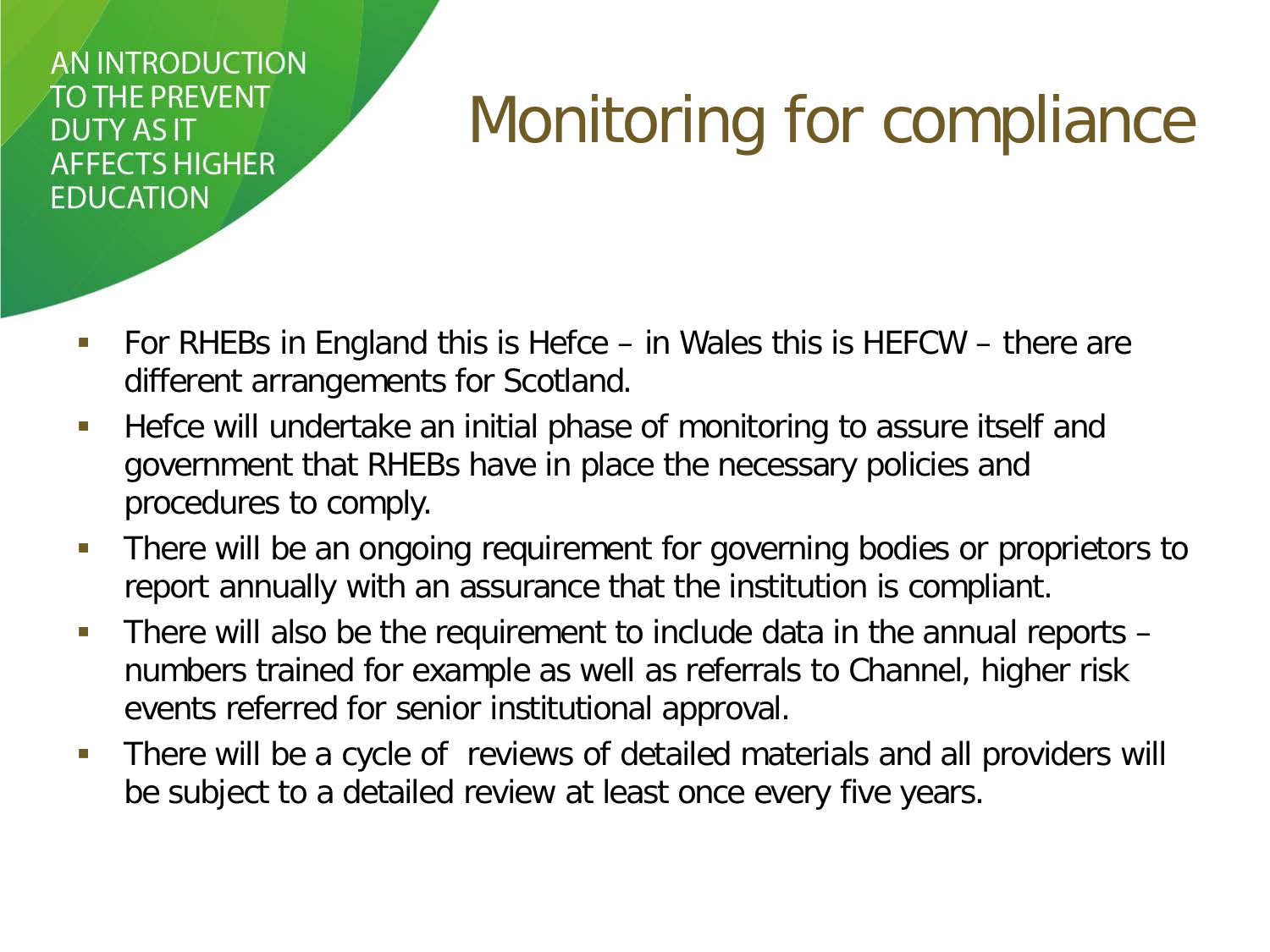AN INTRODUCTION TO THE PREVENT DUTY AS IT AFFECTS HIGHER EDUCATION

# Monitoring for compliance

- For RHEBs in England this is Hefce – in Wales this is HEFCW – there are different arrangements for Scotland.
- Hefce will undertake an initial phase of monitoring to assure itself and government that RHEBs have in place the necessary policies and procedures to comply.
- There will be an ongoing requirement for governing bodies or proprietors to report annually with an assurance that the institution is compliant.
- There will also be the requirement to include data in the annual reports – numbers trained for example as well as referrals to Channel, higher risk events referred for senior institutional approval.
- There will be a cycle of reviews of detailed materials and all providers will be subject to a detailed review at least once every five years.